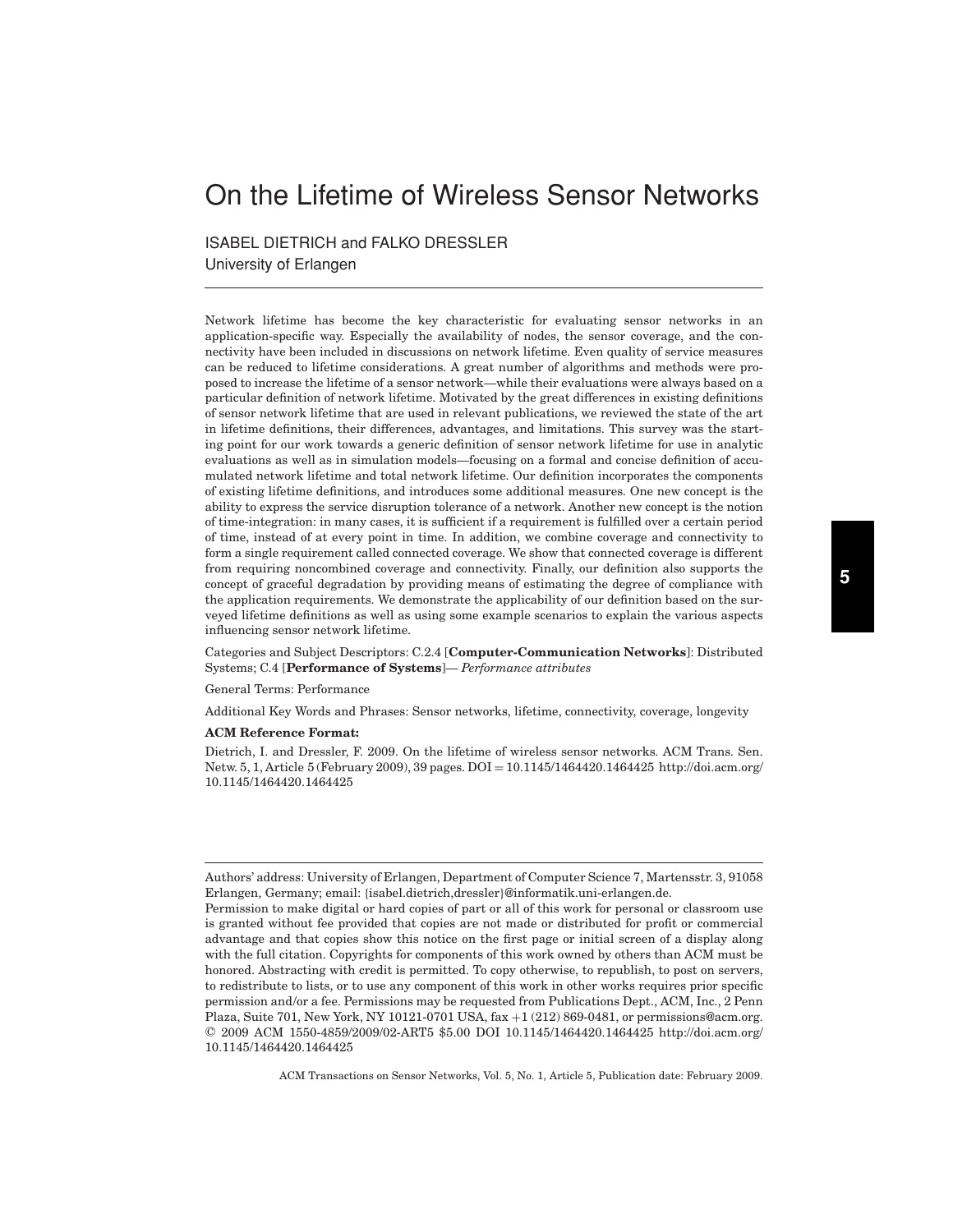# On the Lifetime of Wireless Sensor Networks

ISABEL DIETRICH and FALKO DRESSLER
University of Erlangen

---

Network lifetime has become the key characteristic for evaluating sensor networks in an application-specific way. Especially the availability of nodes, the sensor coverage, and the connectivity have been included in discussions on network lifetime. Even quality of service measures can be reduced to lifetime considerations. A great number of algorithms and methods were proposed to increase the lifetime of a sensor network—while their evaluations were always based on a particular definition of network lifetime. Motivated by the great differences in existing definitions of sensor network lifetime that are used in relevant publications, we reviewed the state of the art in lifetime definitions, their differences, advantages, and limitations. This survey was the starting point for our work towards a generic definition of sensor network lifetime for use in analytic evaluations as well as in simulation models—focusing on a formal and concise definition of accumulated network lifetime and total network lifetime. Our definition incorporates the components of existing lifetime definitions, and introduces some additional measures. One new concept is the ability to express the service disruption tolerance of a network. Another new concept is the notion of time-integration: in many cases, it is sufficient if a requirement is fulfilled over a certain period of time, instead of at every point in time. In addition, we combine coverage and connectivity to form a single requirement called connected coverage. We show that connected coverage is different from requiring noncombined coverage and connectivity. Finally, our definition also supports the concept of graceful degradation by providing means of estimating the degree of compliance with the application requirements. We demonstrate the applicability of our definition based on the surveyed lifetime definitions as well as using some example scenarios to explain the various aspects influencing sensor network lifetime.

Categories and Subject Descriptors: C.2.4 [**Computer-Communication Networks**]: Distributed Systems; C.4 [**Performance of Systems**]— *Performance attributes*

General Terms: Performance

Additional Key Words and Phrases: Sensor networks, lifetime, connectivity, coverage, longevity

**ACM Reference Format:**

Dietrich, I. and Dressler, F. 2009. On the lifetime of wireless sensor networks. ACM Trans. Sen. Netw. 5, 1, Article 5 (February 2009), 39 pages. DOI = 10.1145/1464420.1464425 http://doi.acm.org/10.1145/1464420.1464425

---

Authors' address: University of Erlangen, Department of Computer Science 7, Martensstr. 3, 91058 Erlangen, Germany; email: {isabel.dietrich,dressler}@informatik.uni-erlangen.de.

Permission to make digital or hard copies of part or all of this work for personal or classroom use is granted without fee provided that copies are not made or distributed for profit or commercial advantage and that copies show this notice on the first page or initial screen of a display along with the full citation. Copyrights for components of this work owned by others than ACM must be honored. Abstracting with credit is permitted. To copy otherwise, to republish, to post on servers, to redistribute to lists, or to use any component of this work in other works requires prior specific permission and/or a fee. Permissions may be requested from Publications Dept., ACM, Inc., 2 Penn Plaza, Suite 701, New York, NY 10121-0701 USA, fax +1 (212) 869-0481, or permissions@acm.org. © 2009 ACM 1550-4859/2009/02-ART5 $5.00 DOI 10.1145/1464420.1464425 http://doi.acm.org/10.1145/1464420.1464425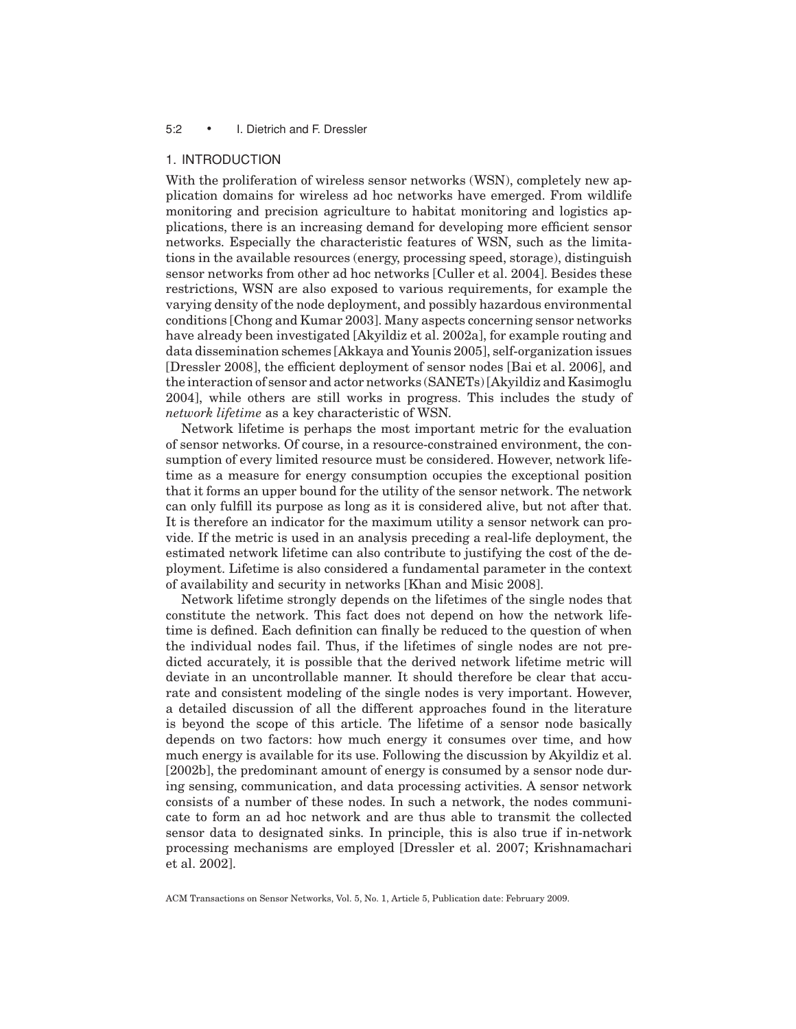## 1. INTRODUCTION

With the proliferation of wireless sensor networks (WSN), completely new application domains for wireless ad hoc networks have emerged. From wildlife monitoring and precision agriculture to habitat monitoring and logistics applications, there is an increasing demand for developing more efficient sensor networks. Especially the characteristic features of WSN, such as the limitations in the available resources (energy, processing speed, storage), distinguish sensor networks from other ad hoc networks [Culler et al. 2004]. Besides these restrictions, WSN are also exposed to various requirements, for example the varying density of the node deployment, and possibly hazardous environmental conditions [Chong and Kumar 2003]. Many aspects concerning sensor networks have already been investigated [Akyildiz et al. 2002a], for example routing and data dissemination schemes [Akkaya and Younis 2005], self-organization issues [Dressler 2008], the efficient deployment of sensor nodes [Bai et al. 2006], and the interaction of sensor and actor networks (SANETs) [Akyildiz and Kasimoglu 2004], while others are still works in progress. This includes the study of *network lifetime* as a key characteristic of WSN.

Network lifetime is perhaps the most important metric for the evaluation of sensor networks. Of course, in a resource-constrained environment, the consumption of every limited resource must be considered. However, network lifetime as a measure for energy consumption occupies the exceptional position that it forms an upper bound for the utility of the sensor network. The network can only fulfill its purpose as long as it is considered alive, but not after that. It is therefore an indicator for the maximum utility a sensor network can provide. If the metric is used in an analysis preceding a real-life deployment, the estimated network lifetime can also contribute to justifying the cost of the deployment. Lifetime is also considered a fundamental parameter in the context of availability and security in networks [Khan and Misic 2008].

Network lifetime strongly depends on the lifetimes of the single nodes that constitute the network. This fact does not depend on how the network lifetime is defined. Each definition can finally be reduced to the question of when the individual nodes fail. Thus, if the lifetimes of single nodes are not predicted accurately, it is possible that the derived network lifetime metric will deviate in an uncontrollable manner. It should therefore be clear that accurate and consistent modeling of the single nodes is very important. However, a detailed discussion of all the different approaches found in the literature is beyond the scope of this article. The lifetime of a sensor node basically depends on two factors: how much energy it consumes over time, and how much energy is available for its use. Following the discussion by Akyildiz et al. [2002b], the predominant amount of energy is consumed by a sensor node during sensing, communication, and data processing activities. A sensor network consists of a number of these nodes. In such a network, the nodes communicate to form an ad hoc network and are thus able to transmit the collected sensor data to designated sinks. In principle, this is also true if in-network processing mechanisms are employed [Dressler et al. 2007; Krishnamachari et al. 2002].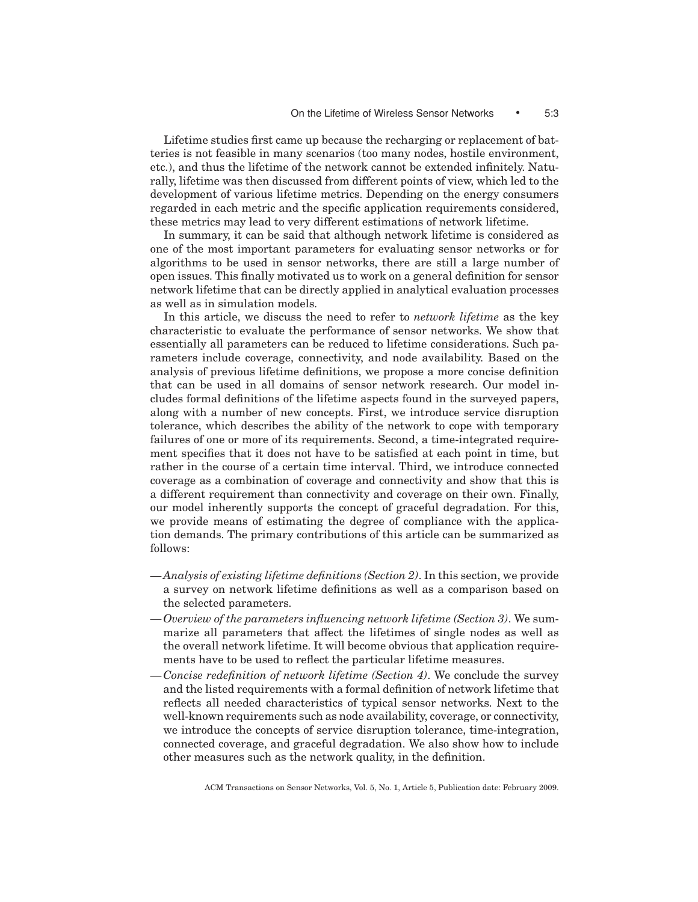Lifetime studies first came up because the recharging or replacement of batteries is not feasible in many scenarios (too many nodes, hostile environment, etc.), and thus the lifetime of the network cannot be extended infinitely. Naturally, lifetime was then discussed from different points of view, which led to the development of various lifetime metrics. Depending on the energy consumers regarded in each metric and the specific application requirements considered, these metrics may lead to very different estimations of network lifetime.

In summary, it can be said that although network lifetime is considered as one of the most important parameters for evaluating sensor networks or for algorithms to be used in sensor networks, there are still a large number of open issues. This finally motivated us to work on a general definition for sensor network lifetime that can be directly applied in analytical evaluation processes as well as in simulation models.

In this article, we discuss the need to refer to *network lifetime* as the key characteristic to evaluate the performance of sensor networks. We show that essentially all parameters can be reduced to lifetime considerations. Such parameters include coverage, connectivity, and node availability. Based on the analysis of previous lifetime definitions, we propose a more concise definition that can be used in all domains of sensor network research. Our model includes formal definitions of the lifetime aspects found in the surveyed papers, along with a number of new concepts. First, we introduce service disruption tolerance, which describes the ability of the network to cope with temporary failures of one or more of its requirements. Second, a time-integrated requirement specifies that it does not have to be satisfied at each point in time, but rather in the course of a certain time interval. Third, we introduce connected coverage as a combination of coverage and connectivity and show that this is a different requirement than connectivity and coverage on their own. Finally, our model inherently supports the concept of graceful degradation. For this, we provide means of estimating the degree of compliance with the application demands. The primary contributions of this article can be summarized as follows:

- *Analysis of existing lifetime definitions (Section 2)*. In this section, we provide a survey on network lifetime definitions as well as a comparison based on the selected parameters.
- *Overview of the parameters influencing network lifetime (Section 3)*. We summarize all parameters that affect the lifetimes of single nodes as well as the overall network lifetime. It will become obvious that application requirements have to be used to reflect the particular lifetime measures.
- *Concise redefinition of network lifetime (Section 4)*. We conclude the survey and the listed requirements with a formal definition of network lifetime that reflects all needed characteristics of typical sensor networks. Next to the well-known requirements such as node availability, coverage, or connectivity, we introduce the concepts of service disruption tolerance, time-integration, connected coverage, and graceful degradation. We also show how to include other measures such as the network quality, in the definition.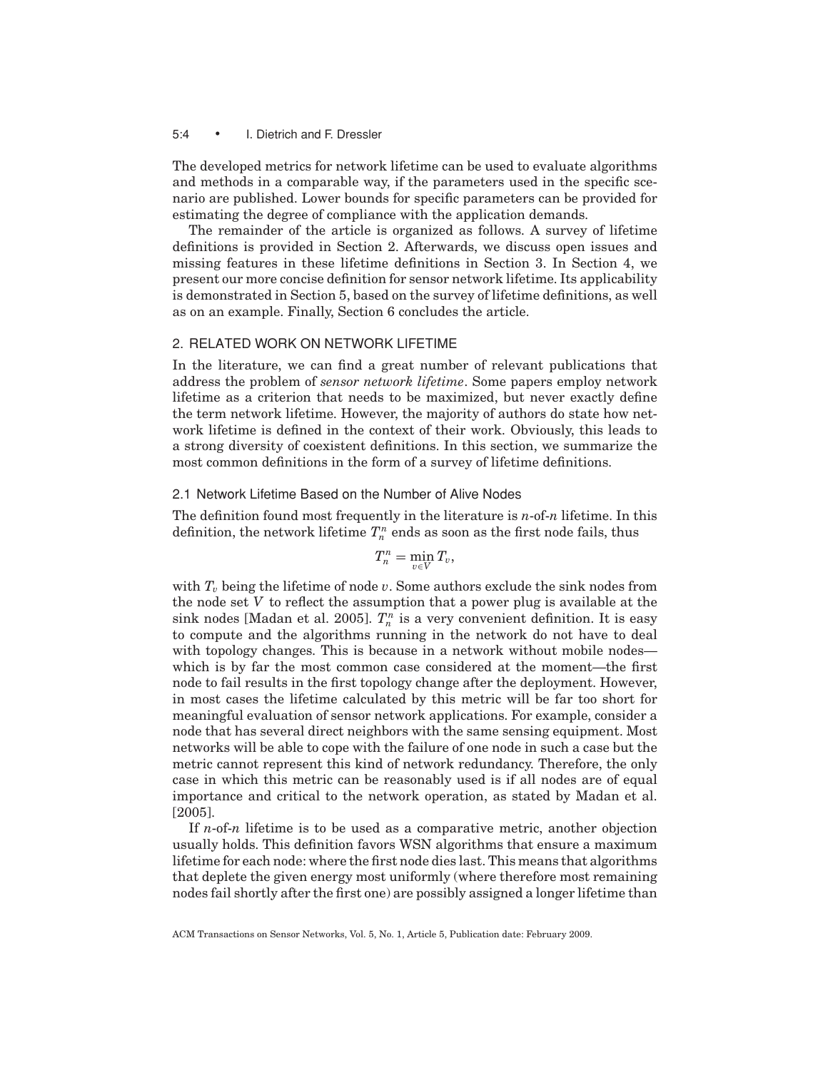The developed metrics for network lifetime can be used to evaluate algorithms and methods in a comparable way, if the parameters used in the specific scenario are published. Lower bounds for specific parameters can be provided for estimating the degree of compliance with the application demands.

The remainder of the article is organized as follows. A survey of lifetime definitions is provided in Section 2. Afterwards, we discuss open issues and missing features in these lifetime definitions in Section 3. In Section 4, we present our more concise definition for sensor network lifetime. Its applicability is demonstrated in Section 5, based on the survey of lifetime definitions, as well as on an example. Finally, Section 6 concludes the article.

## 2. RELATED WORK ON NETWORK LIFETIME

In the literature, we can find a great number of relevant publications that address the problem of *sensor network lifetime*. Some papers employ network lifetime as a criterion that needs to be maximized, but never exactly define the term network lifetime. However, the majority of authors do state how network lifetime is defined in the context of their work. Obviously, this leads to a strong diversity of coexistent definitions. In this section, we summarize the most common definitions in the form of a survey of lifetime definitions.

### 2.1 Network Lifetime Based on the Number of Alive Nodes

The definition found most frequently in the literature is *n*-of-*n* lifetime. In this definition, the network lifetime $T_n^n$ ends as soon as the first node fails, thus

$$T_n^n = \min_{v \in V} T_v,$$

with $T_v$ being the lifetime of node $v$. Some authors exclude the sink nodes from the node set $V$ to reflect the assumption that a power plug is available at the sink nodes [Madan et al. 2005]. $T_n^n$ is a very convenient definition. It is easy to compute and the algorithms running in the network do not have to deal with topology changes. This is because in a network without mobile nodes—which is by far the most common case considered at the moment—the first node to fail results in the first topology change after the deployment. However, in most cases the lifetime calculated by this metric will be far too short for meaningful evaluation of sensor network applications. For example, consider a node that has several direct neighbors with the same sensing equipment. Most networks will be able to cope with the failure of one node in such a case but the metric cannot represent this kind of network redundancy. Therefore, the only case in which this metric can be reasonably used is if all nodes are of equal importance and critical to the network operation, as stated by Madan et al. [2005].

If *n*-of-*n* lifetime is to be used as a comparative metric, another objection usually holds. This definition favors WSN algorithms that ensure a maximum lifetime for each node: where the first node dies last. This means that algorithms that deplete the given energy most uniformly (where therefore most remaining nodes fail shortly after the first one) are possibly assigned a longer lifetime than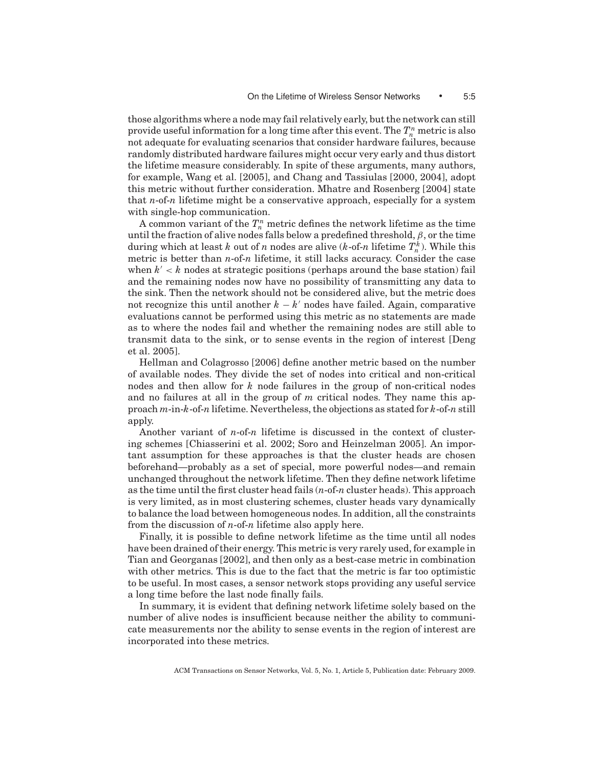those algorithms where a node may fail relatively early, but the network can still provide useful information for a long time after this event. The $T_n^n$ metric is also not adequate for evaluating scenarios that consider hardware failures, because randomly distributed hardware failures might occur very early and thus distort the lifetime measure considerably. In spite of these arguments, many authors, for example, Wang et al. [2005], and Chang and Tassiulas [2000, 2004], adopt this metric without further consideration. Mhatre and Rosenberg [2004] state that $n$-of-$n$ lifetime might be a conservative approach, especially for a system with single-hop communication.

A common variant of the $T_n^n$ metric defines the network lifetime as the time until the fraction of alive nodes falls below a predefined threshold, $\beta$, or the time during which at least $k$ out of $n$ nodes are alive ($k$-of-$n$ lifetime $T_n^k$). While this metric is better than $n$-of-$n$ lifetime, it still lacks accuracy. Consider the case when $k' < k$ nodes at strategic positions (perhaps around the base station) fail and the remaining nodes now have no possibility of transmitting any data to the sink. Then the network should not be considered alive, but the metric does not recognize this until another $k - k'$ nodes have failed. Again, comparative evaluations cannot be performed using this metric as no statements are made as to where the nodes fail and whether the remaining nodes are still able to transmit data to the sink, or to sense events in the region of interest [Deng et al. 2005].

Hellman and Colagrosso [2006] define another metric based on the number of available nodes. They divide the set of nodes into critical and non-critical nodes and then allow for $k$ node failures in the group of non-critical nodes and no failures at all in the group of $m$ critical nodes. They name this approach $m$-in-$k$-of-$n$ lifetime. Nevertheless, the objections as stated for $k$-of-$n$ still apply.

Another variant of $n$-of-$n$ lifetime is discussed in the context of clustering schemes [Chiasserini et al. 2002; Soro and Heinzelman 2005]. An important assumption for these approaches is that the cluster heads are chosen beforehand—probably as a set of special, more powerful nodes—and remain unchanged throughout the network lifetime. Then they define network lifetime as the time until the first cluster head fails ($n$-of-$n$ cluster heads). This approach is very limited, as in most clustering schemes, cluster heads vary dynamically to balance the load between homogeneous nodes. In addition, all the constraints from the discussion of $n$-of-$n$ lifetime also apply here.

Finally, it is possible to define network lifetime as the time until all nodes have been drained of their energy. This metric is very rarely used, for example in Tian and Georganas [2002], and then only as a best-case metric in combination with other metrics. This is due to the fact that the metric is far too optimistic to be useful. In most cases, a sensor network stops providing any useful service a long time before the last node finally fails.

In summary, it is evident that defining network lifetime solely based on the number of alive nodes is insufficient because neither the ability to communicate measurements nor the ability to sense events in the region of interest are incorporated into these metrics.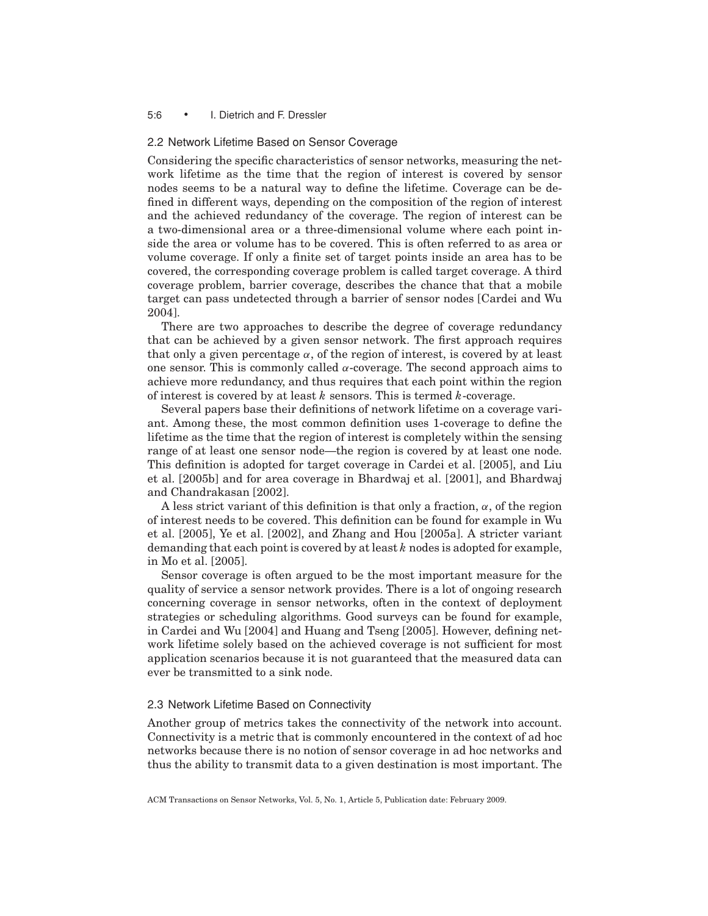### 2.2 Network Lifetime Based on Sensor Coverage

Considering the specific characteristics of sensor networks, measuring the network lifetime as the time that the region of interest is covered by sensor nodes seems to be a natural way to define the lifetime. Coverage can be defined in different ways, depending on the composition of the region of interest and the achieved redundancy of the coverage. The region of interest can be a two-dimensional area or a three-dimensional volume where each point inside the area or volume has to be covered. This is often referred to as area or volume coverage. If only a finite set of target points inside an area has to be covered, the corresponding coverage problem is called target coverage. A third coverage problem, barrier coverage, describes the chance that that a mobile target can pass undetected through a barrier of sensor nodes [Cardei and Wu 2004].

There are two approaches to describe the degree of coverage redundancy that can be achieved by a given sensor network. The first approach requires that only a given percentage $\alpha$, of the region of interest, is covered by at least one sensor. This is commonly called $\alpha$-coverage. The second approach aims to achieve more redundancy, and thus requires that each point within the region of interest is covered by at least $k$ sensors. This is termed $k$-coverage.

Several papers base their definitions of network lifetime on a coverage variant. Among these, the most common definition uses 1-coverage to define the lifetime as the time that the region of interest is completely within the sensing range of at least one sensor node—the region is covered by at least one node. This definition is adopted for target coverage in Cardei et al. [2005], and Liu et al. [2005b] and for area coverage in Bhardwaj et al. [2001], and Bhardwaj and Chandrakasan [2002].

A less strict variant of this definition is that only a fraction, $\alpha$, of the region of interest needs to be covered. This definition can be found for example in Wu et al. [2005], Ye et al. [2002], and Zhang and Hou [2005a]. A stricter variant demanding that each point is covered by at least $k$ nodes is adopted for example, in Mo et al. [2005].

Sensor coverage is often argued to be the most important measure for the quality of service a sensor network provides. There is a lot of ongoing research concerning coverage in sensor networks, often in the context of deployment strategies or scheduling algorithms. Good surveys can be found for example, in Cardei and Wu [2004] and Huang and Tseng [2005]. However, defining network lifetime solely based on the achieved coverage is not sufficient for most application scenarios because it is not guaranteed that the measured data can ever be transmitted to a sink node.

### 2.3 Network Lifetime Based on Connectivity

Another group of metrics takes the connectivity of the network into account. Connectivity is a metric that is commonly encountered in the context of ad hoc networks because there is no notion of sensor coverage in ad hoc networks and thus the ability to transmit data to a given destination is most important. The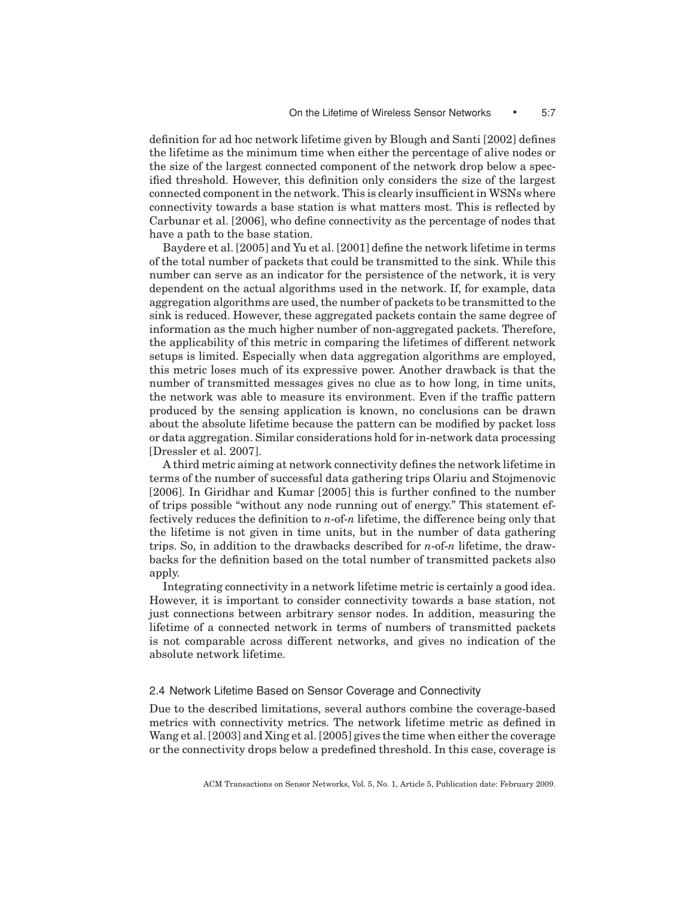definition for ad hoc network lifetime given by Blough and Santi [2002] defines the lifetime as the minimum time when either the percentage of alive nodes or the size of the largest connected component of the network drop below a specified threshold. However, this definition only considers the size of the largest connected component in the network. This is clearly insufficient in WSNs where connectivity towards a base station is what matters most. This is reflected by Carbunar et al. [2006], who define connectivity as the percentage of nodes that have a path to the base station.

Baydere et al. [2005] and Yu et al. [2001] define the network lifetime in terms of the total number of packets that could be transmitted to the sink. While this number can serve as an indicator for the persistence of the network, it is very dependent on the actual algorithms used in the network. If, for example, data aggregation algorithms are used, the number of packets to be transmitted to the sink is reduced. However, these aggregated packets contain the same degree of information as the much higher number of non-aggregated packets. Therefore, the applicability of this metric in comparing the lifetimes of different network setups is limited. Especially when data aggregation algorithms are employed, this metric loses much of its expressive power. Another drawback is that the number of transmitted messages gives no clue as to how long, in time units, the network was able to measure its environment. Even if the traffic pattern produced by the sensing application is known, no conclusions can be drawn about the absolute lifetime because the pattern can be modified by packet loss or data aggregation. Similar considerations hold for in-network data processing [Dressler et al. 2007].

A third metric aiming at network connectivity defines the network lifetime in terms of the number of successful data gathering trips Olariu and Stojmenovic [2006]. In Giridhar and Kumar [2005] this is further confined to the number of trips possible "without any node running out of energy." This statement effectively reduces the definition to $n$-of-$n$ lifetime, the difference being only that the lifetime is not given in time units, but in the number of data gathering trips. So, in addition to the drawbacks described for $n$-of-$n$ lifetime, the drawbacks for the definition based on the total number of transmitted packets also apply.

Integrating connectivity in a network lifetime metric is certainly a good idea. However, it is important to consider connectivity towards a base station, not just connections between arbitrary sensor nodes. In addition, measuring the lifetime of a connected network in terms of numbers of transmitted packets is not comparable across different networks, and gives no indication of the absolute network lifetime.

## 2.4 Network Lifetime Based on Sensor Coverage and Connectivity

Due to the described limitations, several authors combine the coverage-based metrics with connectivity metrics. The network lifetime metric as defined in Wang et al. [2003] and Xing et al. [2005] gives the time when either the coverage or the connectivity drops below a predefined threshold. In this case, coverage is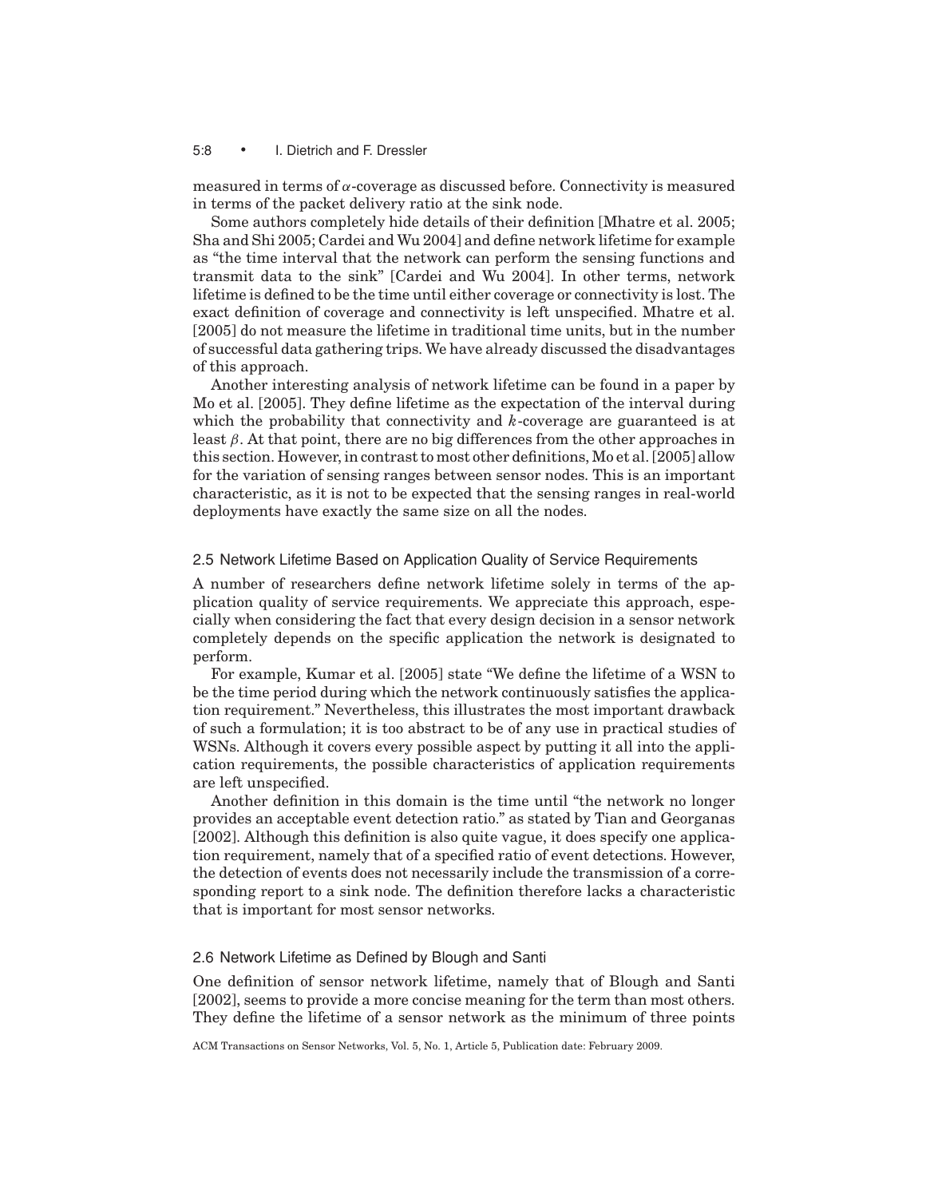measured in terms of $\alpha$-coverage as discussed before. Connectivity is measured in terms of the packet delivery ratio at the sink node.

Some authors completely hide details of their definition [Mhatre et al. 2005; Sha and Shi 2005; Cardei and Wu 2004] and define network lifetime for example as "the time interval that the network can perform the sensing functions and transmit data to the sink" [Cardei and Wu 2004]. In other terms, network lifetime is defined to be the time until either coverage or connectivity is lost. The exact definition of coverage and connectivity is left unspecified. Mhatre et al. [2005] do not measure the lifetime in traditional time units, but in the number of successful data gathering trips. We have already discussed the disadvantages of this approach.

Another interesting analysis of network lifetime can be found in a paper by Mo et al. [2005]. They define lifetime as the expectation of the interval during which the probability that connectivity and $k$-coverage are guaranteed is at least $\beta$. At that point, there are no big differences from the other approaches in this section. However, in contrast to most other definitions, Mo et al. [2005] allow for the variation of sensing ranges between sensor nodes. This is an important characteristic, as it is not to be expected that the sensing ranges in real-world deployments have exactly the same size on all the nodes.

### 2.5 Network Lifetime Based on Application Quality of Service Requirements

A number of researchers define network lifetime solely in terms of the application quality of service requirements. We appreciate this approach, especially when considering the fact that every design decision in a sensor network completely depends on the specific application the network is designated to perform.

For example, Kumar et al. [2005] state "We define the lifetime of a WSN to be the time period during which the network continuously satisfies the application requirement." Nevertheless, this illustrates the most important drawback of such a formulation; it is too abstract to be of any use in practical studies of WSNs. Although it covers every possible aspect by putting it all into the application requirements, the possible characteristics of application requirements are left unspecified.

Another definition in this domain is the time until "the network no longer provides an acceptable event detection ratio." as stated by Tian and Georganas [2002]. Although this definition is also quite vague, it does specify one application requirement, namely that of a specified ratio of event detections. However, the detection of events does not necessarily include the transmission of a corresponding report to a sink node. The definition therefore lacks a characteristic that is important for most sensor networks.

### 2.6 Network Lifetime as Defined by Blough and Santi

One definition of sensor network lifetime, namely that of Blough and Santi [2002], seems to provide a more concise meaning for the term than most others. They define the lifetime of a sensor network as the minimum of three points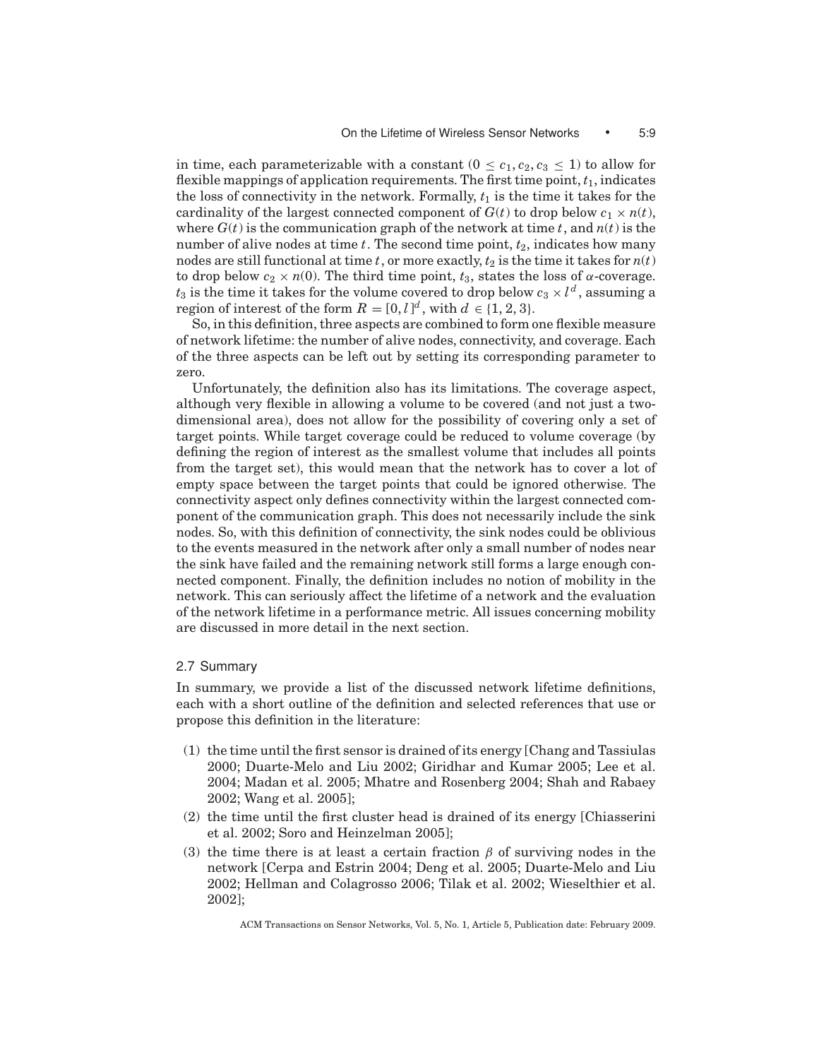in time, each parameterizable with a constant ($0 \leq c_1, c_2, c_3 \leq 1$) to allow for flexible mappings of application requirements. The first time point, $t_1$, indicates the loss of connectivity in the network. Formally, $t_1$ is the time it takes for the cardinality of the largest connected component of $G(t)$ to drop below $c_1 \times n(t)$, where $G(t)$ is the communication graph of the network at time $t$, and $n(t)$ is the number of alive nodes at time $t$. The second time point, $t_2$, indicates how many nodes are still functional at time $t$, or more exactly, $t_2$ is the time it takes for $n(t)$ to drop below $c_2 \times n(0)$. The third time point, $t_3$, states the loss of $\alpha$-coverage. $t_3$ is the time it takes for the volume covered to drop below $c_3 \times l^d$, assuming a region of interest of the form $R = [0, l]^d$, with $d \in \{1, 2, 3\}$.

So, in this definition, three aspects are combined to form one flexible measure of network lifetime: the number of alive nodes, connectivity, and coverage. Each of the three aspects can be left out by setting its corresponding parameter to zero.

Unfortunately, the definition also has its limitations. The coverage aspect, although very flexible in allowing a volume to be covered (and not just a two-dimensional area), does not allow for the possibility of covering only a set of target points. While target coverage could be reduced to volume coverage (by defining the region of interest as the smallest volume that includes all points from the target set), this would mean that the network has to cover a lot of empty space between the target points that could be ignored otherwise. The connectivity aspect only defines connectivity within the largest connected component of the communication graph. This does not necessarily include the sink nodes. So, with this definition of connectivity, the sink nodes could be oblivious to the events measured in the network after only a small number of nodes near the sink have failed and the remaining network still forms a large enough connected component. Finally, the definition includes no notion of mobility in the network. This can seriously affect the lifetime of a network and the evaluation of the network lifetime in a performance metric. All issues concerning mobility are discussed in more detail in the next section.

## 2.7 Summary

In summary, we provide a list of the discussed network lifetime definitions, each with a short outline of the definition and selected references that use or propose this definition in the literature:

(1) the time until the first sensor is drained of its energy [Chang and Tassiulas 2000; Duarte-Melo and Liu 2002; Giridhar and Kumar 2005; Lee et al. 2004; Madan et al. 2005; Mhatre and Rosenberg 2004; Shah and Rabaey 2002; Wang et al. 2005];

(2) the time until the first cluster head is drained of its energy [Chiasserini et al. 2002; Soro and Heinzelman 2005];

(3) the time there is at least a certain fraction $\beta$ of surviving nodes in the network [Cerpa and Estrin 2004; Deng et al. 2005; Duarte-Melo and Liu 2002; Hellman and Colagrosso 2006; Tilak et al. 2002; Wieselthier et al. 2002];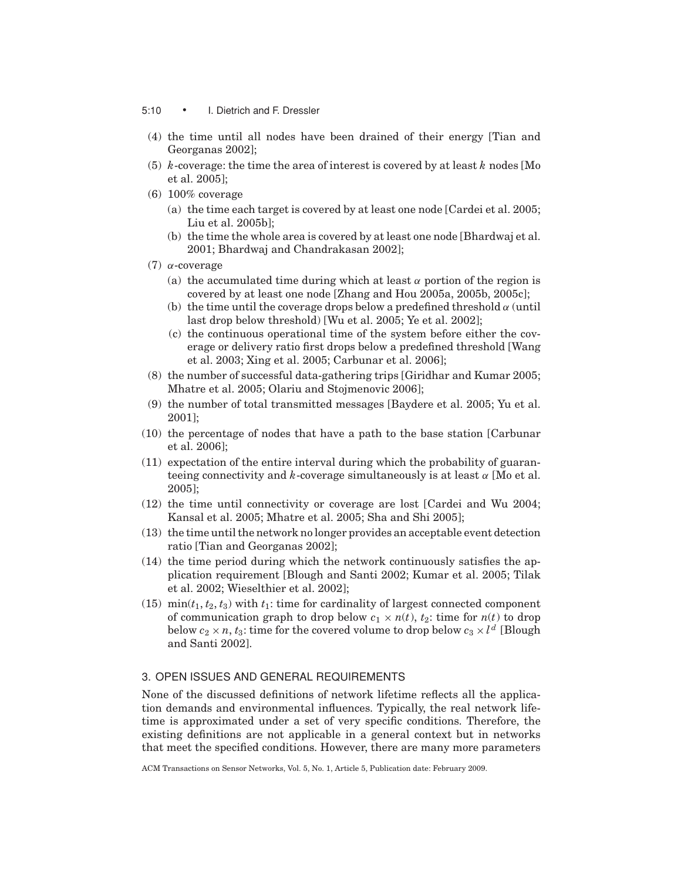(4) the time until all nodes have been drained of their energy [Tian and Georganas 2002];
(5) $k$-coverage: the time the area of interest is covered by at least $k$ nodes [Mo et al. 2005];
(6) 100% coverage
   (a) the time each target is covered by at least one node [Cardei et al. 2005; Liu et al. 2005b];
   (b) the time the whole area is covered by at least one node [Bhardwaj et al. 2001; Bhardwaj and Chandrakasan 2002];
(7) $\alpha$-coverage
   (a) the accumulated time during which at least $\alpha$ portion of the region is covered by at least one node [Zhang and Hou 2005a, 2005b, 2005c];
   (b) the time until the coverage drops below a predefined threshold $\alpha$ (until last drop below threshold) [Wu et al. 2005; Ye et al. 2002];
   (c) the continuous operational time of the system before either the coverage or delivery ratio first drops below a predefined threshold [Wang et al. 2003; Xing et al. 2005; Carbunar et al. 2006];
(8) the number of successful data-gathering trips [Giridhar and Kumar 2005; Mhatre et al. 2005; Olariu and Stojmenovic 2006];
(9) the number of total transmitted messages [Baydere et al. 2005; Yu et al. 2001];
(10) the percentage of nodes that have a path to the base station [Carbunar et al. 2006];
(11) expectation of the entire interval during which the probability of guaranteeing connectivity and $k$-coverage simultaneously is at least $\alpha$ [Mo et al. 2005];
(12) the time until connectivity or coverage are lost [Cardei and Wu 2004; Kansal et al. 2005; Mhatre et al. 2005; Sha and Shi 2005];
(13) the time until the network no longer provides an acceptable event detection ratio [Tian and Georganas 2002];
(14) the time period during which the network continuously satisfies the application requirement [Blough and Santi 2002; Kumar et al. 2005; Tilak et al. 2002; Wieselthier et al. 2002];
(15) $\min(t_1, t_2, t_3)$ with $t_1$: time for cardinality of largest connected component of communication graph to drop below $c_1 \times n(t)$, $t_2$: time for $n(t)$ to drop below $c_2 \times n$, $t_3$: time for the covered volume to drop below $c_3 \times l^d$ [Blough and Santi 2002].

## 3. OPEN ISSUES AND GENERAL REQUIREMENTS

None of the discussed definitions of network lifetime reflects all the application demands and environmental influences. Typically, the real network lifetime is approximated under a set of very specific conditions. Therefore, the existing definitions are not applicable in a general context but in networks that meet the specified conditions. However, there are many more parameters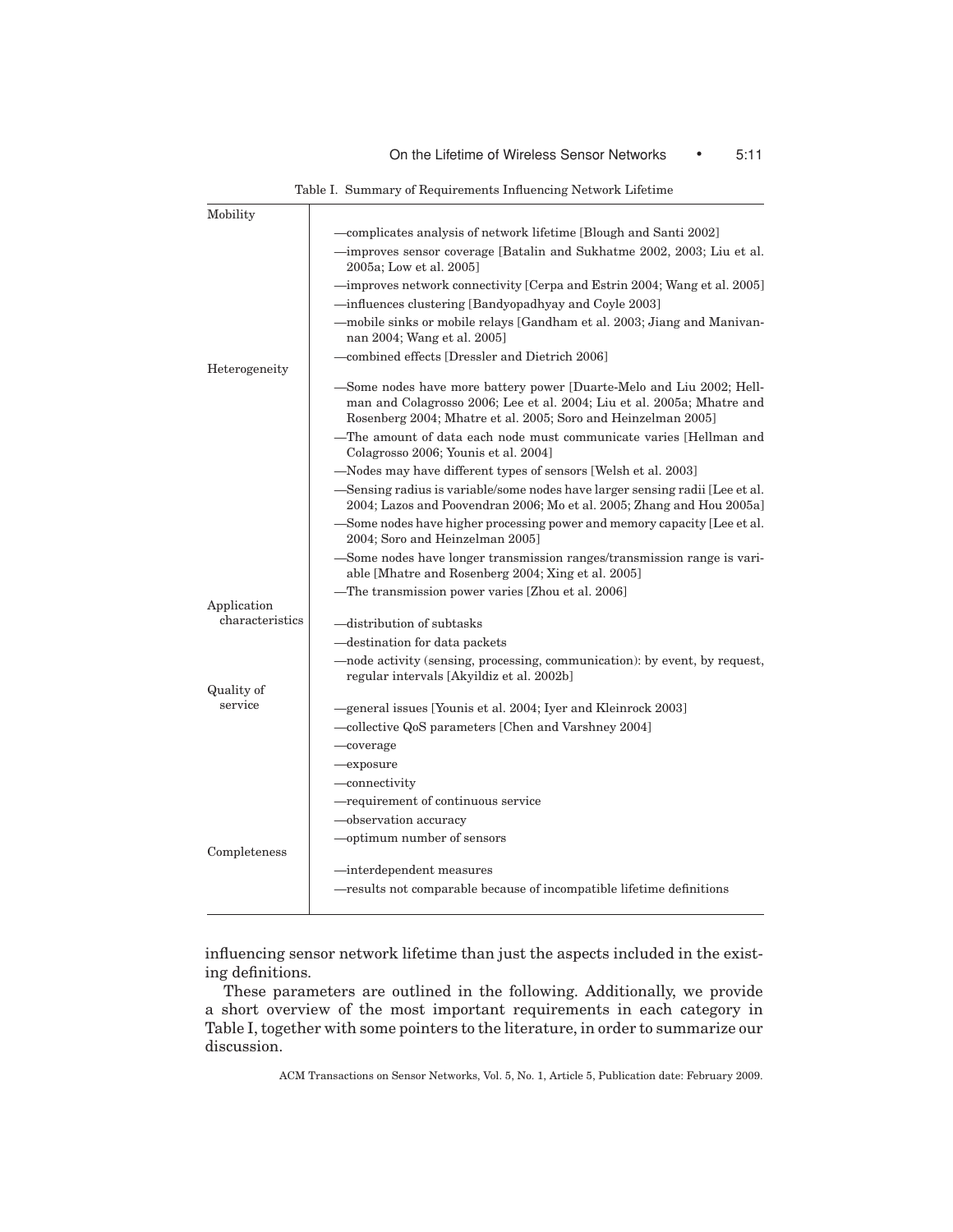Table I. Summary of Requirements Influencing Network Lifetime

| | |
|---|---|
| Mobility | —complicates analysis of network lifetime [Blough and Santi 2002] |
| | —improves sensor coverage [Batalin and Sukhatme 2002, 2003; Liu et al. 2005a; Low et al. 2005] |
| | —improves network connectivity [Cerpa and Estrin 2004; Wang et al. 2005] |
| | —influences clustering [Bandyopadhyay and Coyle 2003] |
| | —mobile sinks or mobile relays [Gandham et al. 2003; Jiang and Manivannan 2004; Wang et al. 2005] |
| | —combined effects [Dressler and Dietrich 2006] |
| Heterogeneity | —Some nodes have more battery power [Duarte-Melo and Liu 2002; Hellman and Colagrosso 2006; Lee et al. 2004; Liu et al. 2005a; Mhatre and Rosenberg 2004; Mhatre et al. 2005; Soro and Heinzelman 2005] |
| | —The amount of data each node must communicate varies [Hellman and Colagrosso 2006; Younis et al. 2004] |
| | —Nodes may have different types of sensors [Welsh et al. 2003] |
| | —Sensing radius is variable/some nodes have larger sensing radii [Lee et al. 2004; Lazos and Poovendran 2006; Mo et al. 2005; Zhang and Hou 2005a] |
| | —Some nodes have higher processing power and memory capacity [Lee et al. 2004; Soro and Heinzelman 2005] |
| | —Some nodes have longer transmission ranges/transmission range is variable [Mhatre and Rosenberg 2004; Xing et al. 2005] |
| | —The transmission power varies [Zhou et al. 2006] |
| Application characteristics | —distribution of subtasks |
| | —destination for data packets |
| | —node activity (sensing, processing, communication): by event, by request, regular intervals [Akyildiz et al. 2002b] |
| Quality of service | —general issues [Younis et al. 2004; Iyer and Kleinrock 2003] |
| | —collective QoS parameters [Chen and Varshney 2004] |
| | —coverage |
| | —exposure |
| | —connectivity |
| | —requirement of continuous service |
| | —observation accuracy |
| | —optimum number of sensors |
| Completeness | —interdependent measures |
| | —results not comparable because of incompatible lifetime definitions |

influencing sensor network lifetime than just the aspects included in the existing definitions.

These parameters are outlined in the following. Additionally, we provide a short overview of the most important requirements in each category in Table I, together with some pointers to the literature, in order to summarize our discussion.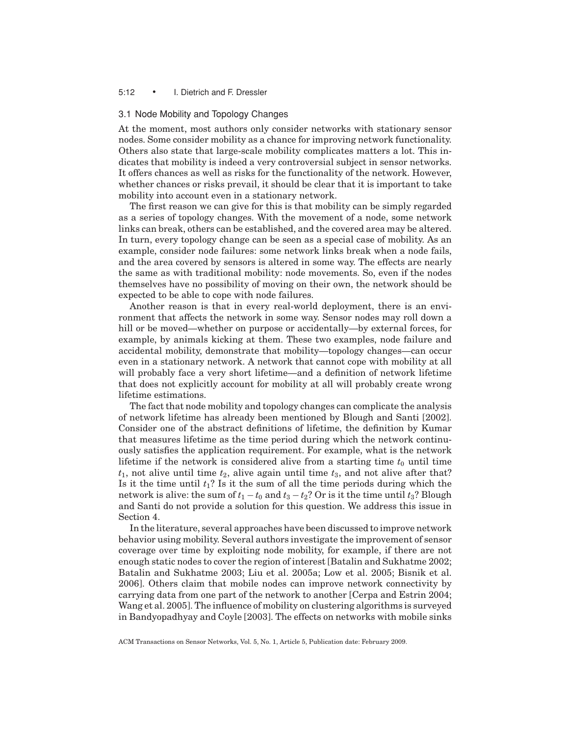### 3.1 Node Mobility and Topology Changes

At the moment, most authors only consider networks with stationary sensor nodes. Some consider mobility as a chance for improving network functionality. Others also state that large-scale mobility complicates matters a lot. This indicates that mobility is indeed a very controversial subject in sensor networks. It offers chances as well as risks for the functionality of the network. However, whether chances or risks prevail, it should be clear that it is important to take mobility into account even in a stationary network.

The first reason we can give for this is that mobility can be simply regarded as a series of topology changes. With the movement of a node, some network links can break, others can be established, and the covered area may be altered. In turn, every topology change can be seen as a special case of mobility. As an example, consider node failures: some network links break when a node fails, and the area covered by sensors is altered in some way. The effects are nearly the same as with traditional mobility: node movements. So, even if the nodes themselves have no possibility of moving on their own, the network should be expected to be able to cope with node failures.

Another reason is that in every real-world deployment, there is an environment that affects the network in some way. Sensor nodes may roll down a hill or be moved—whether on purpose or accidentally—by external forces, for example, by animals kicking at them. These two examples, node failure and accidental mobility, demonstrate that mobility—topology changes—can occur even in a stationary network. A network that cannot cope with mobility at all will probably face a very short lifetime—and a definition of network lifetime that does not explicitly account for mobility at all will probably create wrong lifetime estimations.

The fact that node mobility and topology changes can complicate the analysis of network lifetime has already been mentioned by Blough and Santi [2002]. Consider one of the abstract definitions of lifetime, the definition by Kumar that measures lifetime as the time period during which the network continuously satisfies the application requirement. For example, what is the network lifetime if the network is considered alive from a starting time $t_0$ until time $t_1$, not alive until time $t_2$, alive again until time $t_3$, and not alive after that? Is it the time until $t_1$? Is it the sum of all the time periods during which the network is alive: the sum of $t_1 - t_0$ and $t_3 - t_2$? Or is it the time until $t_3$? Blough and Santi do not provide a solution for this question. We address this issue in Section 4.

In the literature, several approaches have been discussed to improve network behavior using mobility. Several authors investigate the improvement of sensor coverage over time by exploiting node mobility, for example, if there are not enough static nodes to cover the region of interest [Batalin and Sukhatme 2002; Batalin and Sukhatme 2003; Liu et al. 2005a; Low et al. 2005; Bisnik et al. 2006]. Others claim that mobile nodes can improve network connectivity by carrying data from one part of the network to another [Cerpa and Estrin 2004; Wang et al. 2005]. The influence of mobility on clustering algorithms is surveyed in Bandyopadhyay and Coyle [2003]. The effects on networks with mobile sinks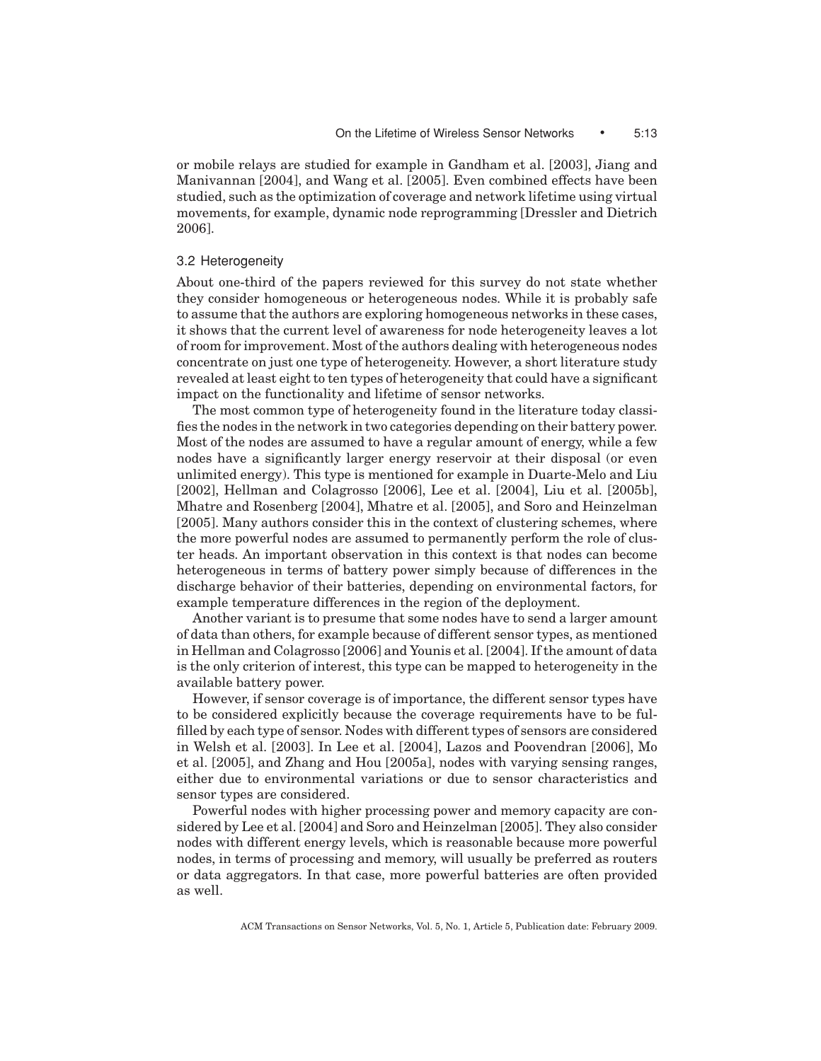or mobile relays are studied for example in Gandham et al. [2003], Jiang and Manivannan [2004], and Wang et al. [2005]. Even combined effects have been studied, such as the optimization of coverage and network lifetime using virtual movements, for example, dynamic node reprogramming [Dressler and Dietrich 2006].

### 3.2 Heterogeneity

About one-third of the papers reviewed for this survey do not state whether they consider homogeneous or heterogeneous nodes. While it is probably safe to assume that the authors are exploring homogeneous networks in these cases, it shows that the current level of awareness for node heterogeneity leaves a lot of room for improvement. Most of the authors dealing with heterogeneous nodes concentrate on just one type of heterogeneity. However, a short literature study revealed at least eight to ten types of heterogeneity that could have a significant impact on the functionality and lifetime of sensor networks.

The most common type of heterogeneity found in the literature today classifies the nodes in the network in two categories depending on their battery power. Most of the nodes are assumed to have a regular amount of energy, while a few nodes have a significantly larger energy reservoir at their disposal (or even unlimited energy). This type is mentioned for example in Duarte-Melo and Liu [2002], Hellman and Colagrosso [2006], Lee et al. [2004], Liu et al. [2005b], Mhatre and Rosenberg [2004], Mhatre et al. [2005], and Soro and Heinzelman [2005]. Many authors consider this in the context of clustering schemes, where the more powerful nodes are assumed to permanently perform the role of cluster heads. An important observation in this context is that nodes can become heterogeneous in terms of battery power simply because of differences in the discharge behavior of their batteries, depending on environmental factors, for example temperature differences in the region of the deployment.

Another variant is to presume that some nodes have to send a larger amount of data than others, for example because of different sensor types, as mentioned in Hellman and Colagrosso [2006] and Younis et al. [2004]. If the amount of data is the only criterion of interest, this type can be mapped to heterogeneity in the available battery power.

However, if sensor coverage is of importance, the different sensor types have to be considered explicitly because the coverage requirements have to be fulfilled by each type of sensor. Nodes with different types of sensors are considered in Welsh et al. [2003]. In Lee et al. [2004], Lazos and Poovendran [2006], Mo et al. [2005], and Zhang and Hou [2005a], nodes with varying sensing ranges, either due to environmental variations or due to sensor characteristics and sensor types are considered.

Powerful nodes with higher processing power and memory capacity are considered by Lee et al. [2004] and Soro and Heinzelman [2005]. They also consider nodes with different energy levels, which is reasonable because more powerful nodes, in terms of processing and memory, will usually be preferred as routers or data aggregators. In that case, more powerful batteries are often provided as well.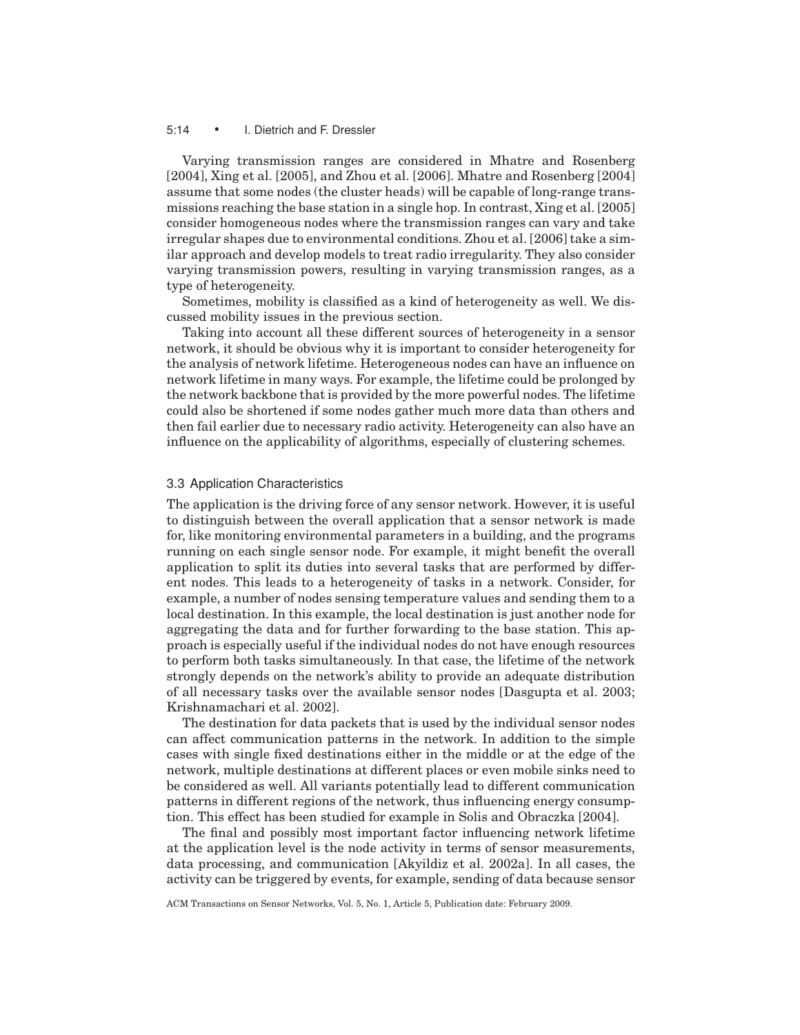Varying transmission ranges are considered in Mhatre and Rosenberg [2004], Xing et al. [2005], and Zhou et al. [2006]. Mhatre and Rosenberg [2004] assume that some nodes (the cluster heads) will be capable of long-range transmissions reaching the base station in a single hop. In contrast, Xing et al. [2005] consider homogeneous nodes where the transmission ranges can vary and take irregular shapes due to environmental conditions. Zhou et al. [2006] take a similar approach and develop models to treat radio irregularity. They also consider varying transmission powers, resulting in varying transmission ranges, as a type of heterogeneity.

Sometimes, mobility is classified as a kind of heterogeneity as well. We discussed mobility issues in the previous section.

Taking into account all these different sources of heterogeneity in a sensor network, it should be obvious why it is important to consider heterogeneity for the analysis of network lifetime. Heterogeneous nodes can have an influence on network lifetime in many ways. For example, the lifetime could be prolonged by the network backbone that is provided by the more powerful nodes. The lifetime could also be shortened if some nodes gather much more data than others and then fail earlier due to necessary radio activity. Heterogeneity can also have an influence on the applicability of algorithms, especially of clustering schemes.

### 3.3 Application Characteristics

The application is the driving force of any sensor network. However, it is useful to distinguish between the overall application that a sensor network is made for, like monitoring environmental parameters in a building, and the programs running on each single sensor node. For example, it might benefit the overall application to split its duties into several tasks that are performed by different nodes. This leads to a heterogeneity of tasks in a network. Consider, for example, a number of nodes sensing temperature values and sending them to a local destination. In this example, the local destination is just another node for aggregating the data and for further forwarding to the base station. This approach is especially useful if the individual nodes do not have enough resources to perform both tasks simultaneously. In that case, the lifetime of the network strongly depends on the network's ability to provide an adequate distribution of all necessary tasks over the available sensor nodes [Dasgupta et al. 2003; Krishnamachari et al. 2002].

The destination for data packets that is used by the individual sensor nodes can affect communication patterns in the network. In addition to the simple cases with single fixed destinations either in the middle or at the edge of the network, multiple destinations at different places or even mobile sinks need to be considered as well. All variants potentially lead to different communication patterns in different regions of the network, thus influencing energy consumption. This effect has been studied for example in Solis and Obraczka [2004].

The final and possibly most important factor influencing network lifetime at the application level is the node activity in terms of sensor measurements, data processing, and communication [Akyildiz et al. 2002a]. In all cases, the activity can be triggered by events, for example, sending of data because sensor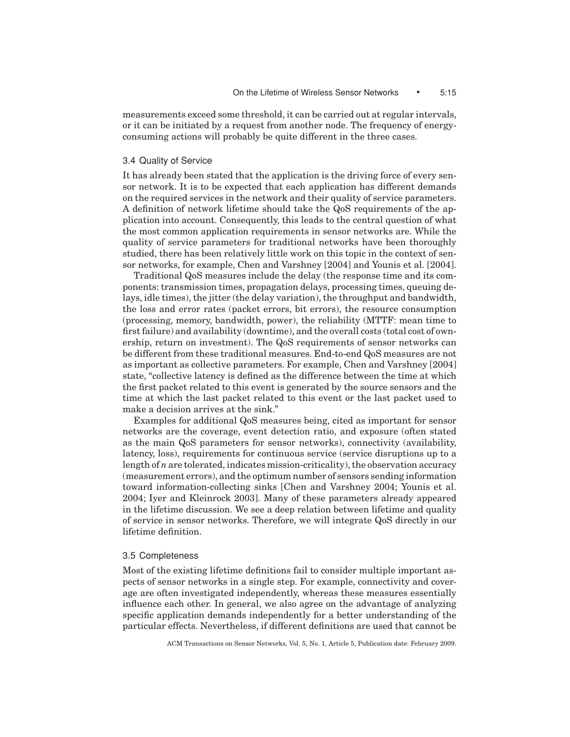measurements exceed some threshold, it can be carried out at regular intervals, or it can be initiated by a request from another node. The frequency of energy-consuming actions will probably be quite different in the three cases.

### 3.4 Quality of Service

It has already been stated that the application is the driving force of every sensor network. It is to be expected that each application has different demands on the required services in the network and their quality of service parameters. A definition of network lifetime should take the QoS requirements of the application into account. Consequently, this leads to the central question of what the most common application requirements in sensor networks are. While the quality of service parameters for traditional networks have been thoroughly studied, there has been relatively little work on this topic in the context of sensor networks, for example, Chen and Varshney [2004] and Younis et al. [2004].

Traditional QoS measures include the delay (the response time and its components: transmission times, propagation delays, processing times, queuing delays, idle times), the jitter (the delay variation), the throughput and bandwidth, the loss and error rates (packet errors, bit errors), the resource consumption (processing, memory, bandwidth, power), the reliability (MTTF: mean time to first failure) and availability (downtime), and the overall costs (total cost of ownership, return on investment). The QoS requirements of sensor networks can be different from these traditional measures. End-to-end QoS measures are not as important as collective parameters. For example, Chen and Varshney [2004] state, "collective latency is defined as the difference between the time at which the first packet related to this event is generated by the source sensors and the time at which the last packet related to this event or the last packet used to make a decision arrives at the sink."

Examples for additional QoS measures being, cited as important for sensor networks are the coverage, event detection ratio, and exposure (often stated as the main QoS parameters for sensor networks), connectivity (availability, latency, loss), requirements for continuous service (service disruptions up to a length of $n$ are tolerated, indicates mission-criticality), the observation accuracy (measurement errors), and the optimum number of sensors sending information toward information-collecting sinks [Chen and Varshney 2004; Younis et al. 2004; Iyer and Kleinrock 2003]. Many of these parameters already appeared in the lifetime discussion. We see a deep relation between lifetime and quality of service in sensor networks. Therefore, we will integrate QoS directly in our lifetime definition.

### 3.5 Completeness

Most of the existing lifetime definitions fail to consider multiple important aspects of sensor networks in a single step. For example, connectivity and coverage are often investigated independently, whereas these measures essentially influence each other. In general, we also agree on the advantage of analyzing specific application demands independently for a better understanding of the particular effects. Nevertheless, if different definitions are used that cannot be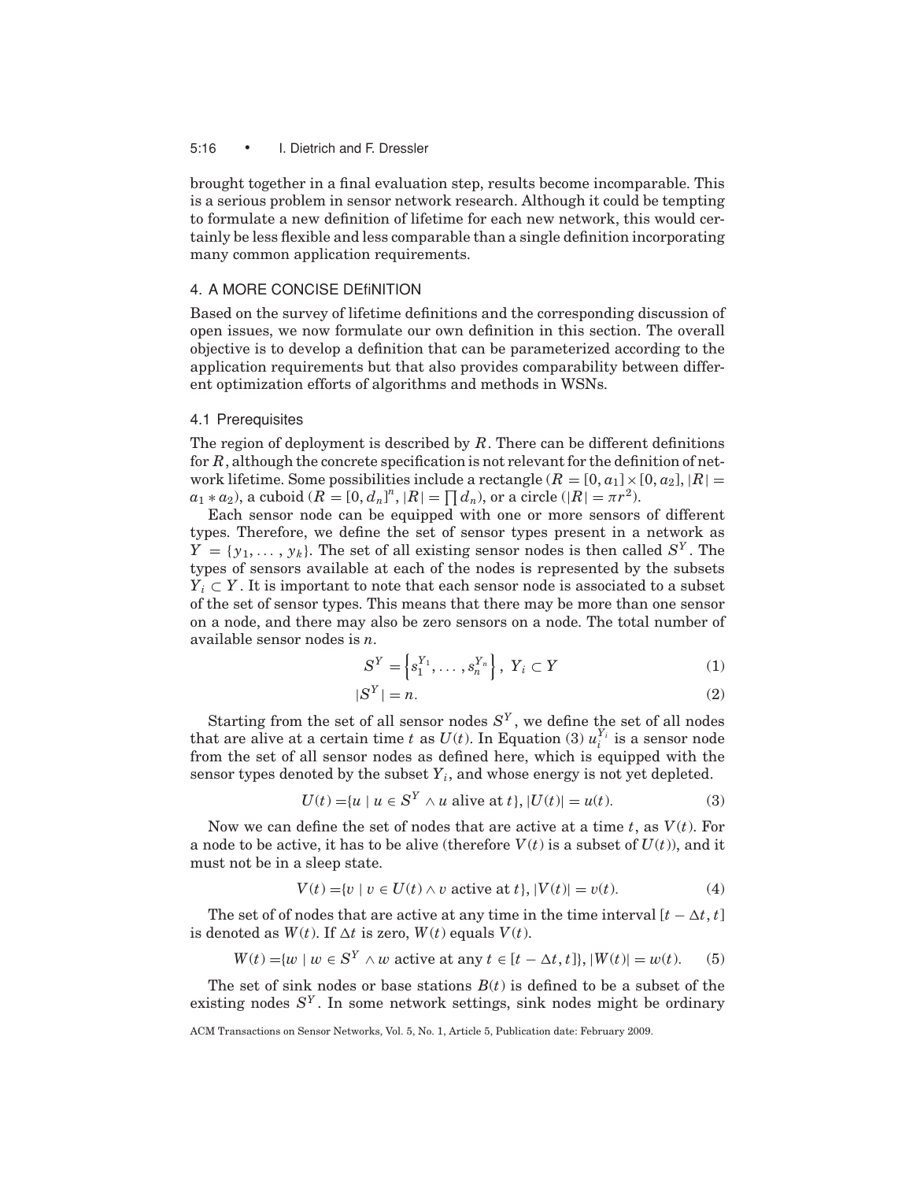brought together in a final evaluation step, results become incomparable. This is a serious problem in sensor network research. Although it could be tempting to formulate a new definition of lifetime for each new network, this would certainly be less flexible and less comparable than a single definition incorporating many common application requirements.

## 4. A MORE CONCISE DEfiNITION

Based on the survey of lifetime definitions and the corresponding discussion of open issues, we now formulate our own definition in this section. The overall objective is to develop a definition that can be parameterized according to the application requirements but that also provides comparability between different optimization efforts of algorithms and methods in WSNs.

### 4.1 Prerequisites

The region of deployment is described by $R$. There can be different definitions for $R$, although the concrete specification is not relevant for the definition of network lifetime. Some possibilities include a rectangle ($R = [0, a_1] \times [0, a_2]$, $|R| = a_1 * a_2$), a cuboid ($R = [0, d_n]^n$, $|R| = \prod d_n$), or a circle ($|R| = \pi r^2$).

Each sensor node can be equipped with one or more sensors of different types. Therefore, we define the set of sensor types present in a network as $Y = \{y_1, \dots, y_k\}$. The set of all existing sensor nodes is then called $S^Y$. The types of sensors available at each of the nodes is represented by the subsets $Y_i \subset Y$. It is important to note that each sensor node is associated to a subset of the set of sensor types. This means that there may be more than one sensor on a node, and there may also be zero sensors on a node. The total number of available sensor nodes is $n$.

$$S^Y = \left\{ s_1^{Y_1}, \dots, s_n^{Y_n} \right\}, \ Y_i \subset Y \tag{1}$$

$$|S^Y| = n. \tag{2}$$

Starting from the set of all sensor nodes $S^Y$, we define the set of all nodes that are alive at a certain time $t$ as $U(t)$. In Equation (3) $u_i^{Y_i}$ is a sensor node from the set of all sensor nodes as defined here, which is equipped with the sensor types denoted by the subset $Y_i$, and whose energy is not yet depleted.

$$U(t) = \{u \mid u \in S^Y \wedge u \text{ alive at } t\}, |U(t)| = u(t). \tag{3}$$

Now we can define the set of nodes that are active at a time $t$, as $V(t)$. For a node to be active, it has to be alive (therefore $V(t)$ is a subset of $U(t)$), and it must not be in a sleep state.

$$V(t) = \{v \mid v \in U(t) \wedge v \text{ active at } t\}, |V(t)| = v(t). \tag{4}$$

The set of of nodes that are active at any time in the time interval $[t - \Delta t, t]$ is denoted as $W(t)$. If $\Delta t$ is zero, $W(t)$ equals $V(t)$.

$$W(t) = \{w \mid w \in S^Y \wedge w \text{ active at any } t \in [t - \Delta t, t]\}, |W(t)| = w(t). \tag{5}$$

The set of sink nodes or base stations $B(t)$ is defined to be a subset of the existing nodes $S^Y$. In some network settings, sink nodes might be ordinary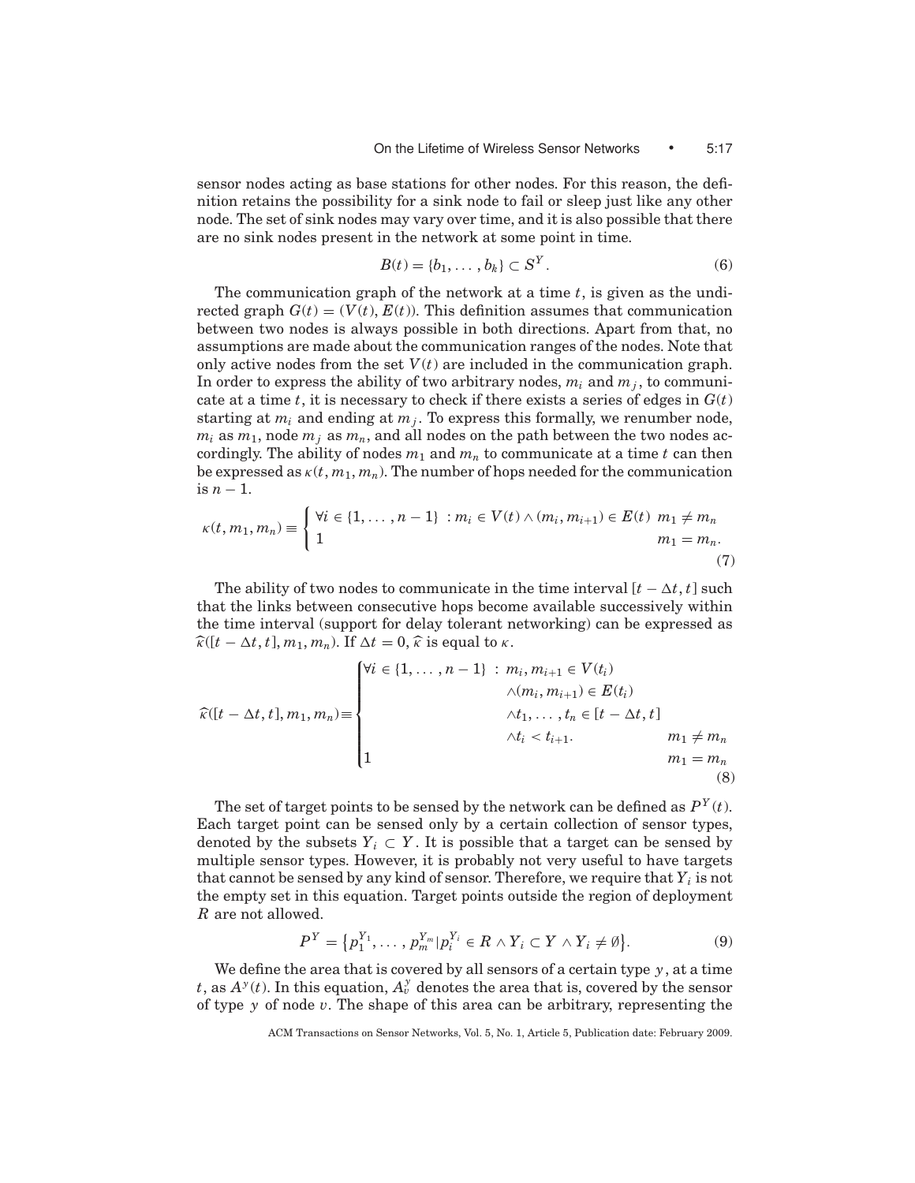sensor nodes acting as base stations for other nodes. For this reason, the definition retains the possibility for a sink node to fail or sleep just like any other node. The set of sink nodes may vary over time, and it is also possible that there are no sink nodes present in the network at some point in time.

$$B(t) = \{b_1, \ldots, b_k\} \subset S^Y. \tag{6}$$

The communication graph of the network at a time $t$, is given as the undirected graph $G(t) = (V(t), E(t))$. This definition assumes that communication between two nodes is always possible in both directions. Apart from that, no assumptions are made about the communication ranges of the nodes. Note that only active nodes from the set $V(t)$ are included in the communication graph. In order to express the ability of two arbitrary nodes, $m_i$ and $m_j$, to communicate at a time $t$, it is necessary to check if there exists a series of edges in $G(t)$ starting at $m_i$ and ending at $m_j$. To express this formally, we renumber node, $m_i$ as $m_1$, node $m_j$ as $m_n$, and all nodes on the path between the two nodes accordingly. The ability of nodes $m_1$ and $m_n$ to communicate at a time $t$ can then be expressed as $\kappa(t, m_1, m_n)$. The number of hops needed for the communication is $n - 1$.

$$\kappa(t, m_1, m_n) \equiv \begin{cases} \forall i \in \{1, \ldots, n-1\} \ : m_i \in V(t) \wedge (m_i, m_{i+1}) \in E(t) & m_1 \neq m_n \\ 1 & m_1 = m_n. \end{cases} \tag{7}$$

The ability of two nodes to communicate in the time interval $[t - \Delta t, t]$ such that the links between consecutive hops become available successively within the time interval (support for delay tolerant networking) can be expressed as $\widehat{\kappa}([t - \Delta t, t], m_1, m_n)$. If $\Delta t = 0$, $\widehat{\kappa}$ is equal to $\kappa$.

$$\widehat{\kappa}([t - \Delta t, t], m_1, m_n) \equiv \begin{cases} \forall i \in \{1, \ldots, n-1\} \ : \ m_i, m_{i+1} \in V(t_i) & \\ \qquad \wedge (m_i, m_{i+1}) \in E(t_i) & \\ \qquad \wedge t_1, \ldots, t_n \in [t - \Delta t, t] & \\ \qquad \wedge t_i < t_{i+1}. & m_1 \neq m_n \\ 1 & m_1 = m_n \end{cases} \tag{8}$$

The set of target points to be sensed by the network can be defined as $P^Y(t)$. Each target point can be sensed only by a certain collection of sensor types, denoted by the subsets $Y_i \subset Y$. It is possible that a target can be sensed by multiple sensor types. However, it is probably not very useful to have targets that cannot be sensed by any kind of sensor. Therefore, we require that $Y_i$ is not the empty set in this equation. Target points outside the region of deployment $R$ are not allowed.

$$P^Y = \left\{ p_1^{Y_1}, \ldots, p_m^{Y_m} | p_i^{Y_i} \in R \wedge Y_i \subset Y \wedge Y_i \neq \emptyset \right\}. \tag{9}$$

We define the area that is covered by all sensors of a certain type $y$, at a time $t$, as $A^y(t)$. In this equation, $A_v^y$ denotes the area that is, covered by the sensor of type $y$ of node $v$. The shape of this area can be arbitrary, representing the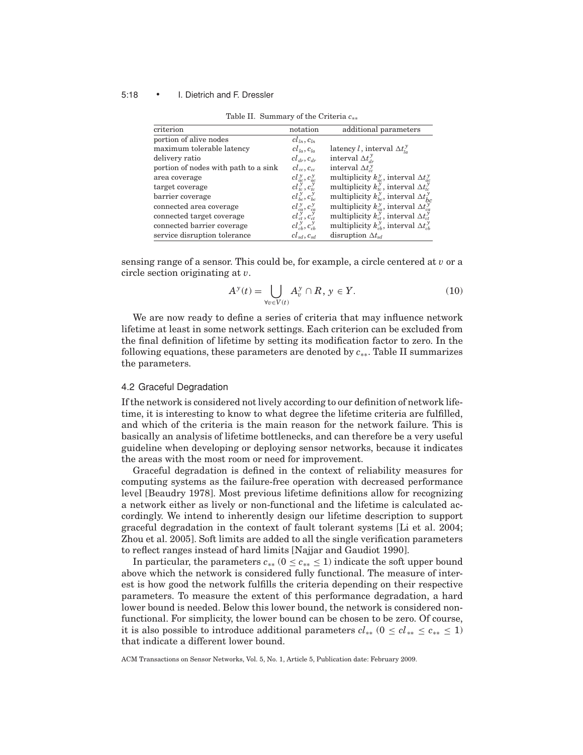Table II. Summary of the Criteria $c_{**}$

| criterion | notation | additional parameters |
|---|---|---|
| portion of alive nodes | $cl_{ln}, c_{ln}$ | |
| maximum tolerable latency | $cl_{la}, c_{la}$ | latency $l$, interval $\Delta t^y_{la}$ |
| delivery ratio | $cl_{dr}, c_{dr}$ | interval $\Delta t^y_{dr}$ |
| portion of nodes with path to a sink | $cl_{cc}, c_{cc}$ | interval $\Delta t^y_{cc}$ |
| area coverage | $cl^y_{ac}, c^y_{ac}$ | multiplicity $k^y_{ac}$, interval $\Delta t^y_{ac}$ |
| target coverage | $cl^y_{tc}, c^y_{tc}$ | multiplicity $k^y_{tc}$, interval $\Delta t^y_{tc}$ |
| barrier coverage | $cl^y_{bc}, c^y_{bc}$ | multiplicity $k^y_{bc}$, interval $\Delta t^y_{bc}$ |
| connected area coverage | $cl^y_{ca}, c^y_{ca}$ | multiplicity $k^y_{ca}$, interval $\Delta t^y_{ca}$ |
| connected target coverage | $cl^y_{ct}, c^y_{ct}$ | multiplicity $k^y_{ct}$, interval $\Delta t^y_{ct}$ |
| connected barrier coverage | $cl^y_{cb}, c^y_{cb}$ | multiplicity $k^y_{cb}$, interval $\Delta t^y_{cb}$ |
| service disruption tolerance | $cl_{sd}, c_{sd}$ | disruption $\Delta t_{sd}$ |

sensing range of a sensor. This could be, for example, a circle centered at $v$ or a circle section originating at $v$.

$$A^y(t) = \bigcup_{\forall v \in V(t)} A^y_v \cap R,\ y \in Y. \tag{10}$$

We are now ready to define a series of criteria that may influence network lifetime at least in some network settings. Each criterion can be excluded from the final definition of lifetime by setting its modification factor to zero. In the following equations, these parameters are denoted by $c_{**}$. Table II summarizes the parameters.

## 4.2 Graceful Degradation

If the network is considered not lively according to our definition of network lifetime, it is interesting to know to what degree the lifetime criteria are fulfilled, and which of the criteria is the main reason for the network failure. This is basically an analysis of lifetime bottlenecks, and can therefore be a very useful guideline when developing or deploying sensor networks, because it indicates the areas with the most room or need for improvement.

Graceful degradation is defined in the context of reliability measures for computing systems as the failure-free operation with decreased performance level [Beaudry 1978]. Most previous lifetime definitions allow for recognizing a network either as lively or non-functional and the lifetime is calculated accordingly. We intend to inherently design our lifetime description to support graceful degradation in the context of fault tolerant systems [Li et al. 2004; Zhou et al. 2005]. Soft limits are added to all the single verification parameters to reflect ranges instead of hard limits [Najjar and Gaudiot 1990].

In particular, the parameters $c_{**}$ ($0 \leq c_{**} \leq 1$) indicate the soft upper bound above which the network is considered fully functional. The measure of interest is how good the network fulfills the criteria depending on their respective parameters. To measure the extent of this performance degradation, a hard lower bound is needed. Below this lower bound, the network is considered non-functional. For simplicity, the lower bound can be chosen to be zero. Of course, it is also possible to introduce additional parameters $cl_{**}$ ($0 \leq cl_{**} \leq c_{**} \leq 1$) that indicate a different lower bound.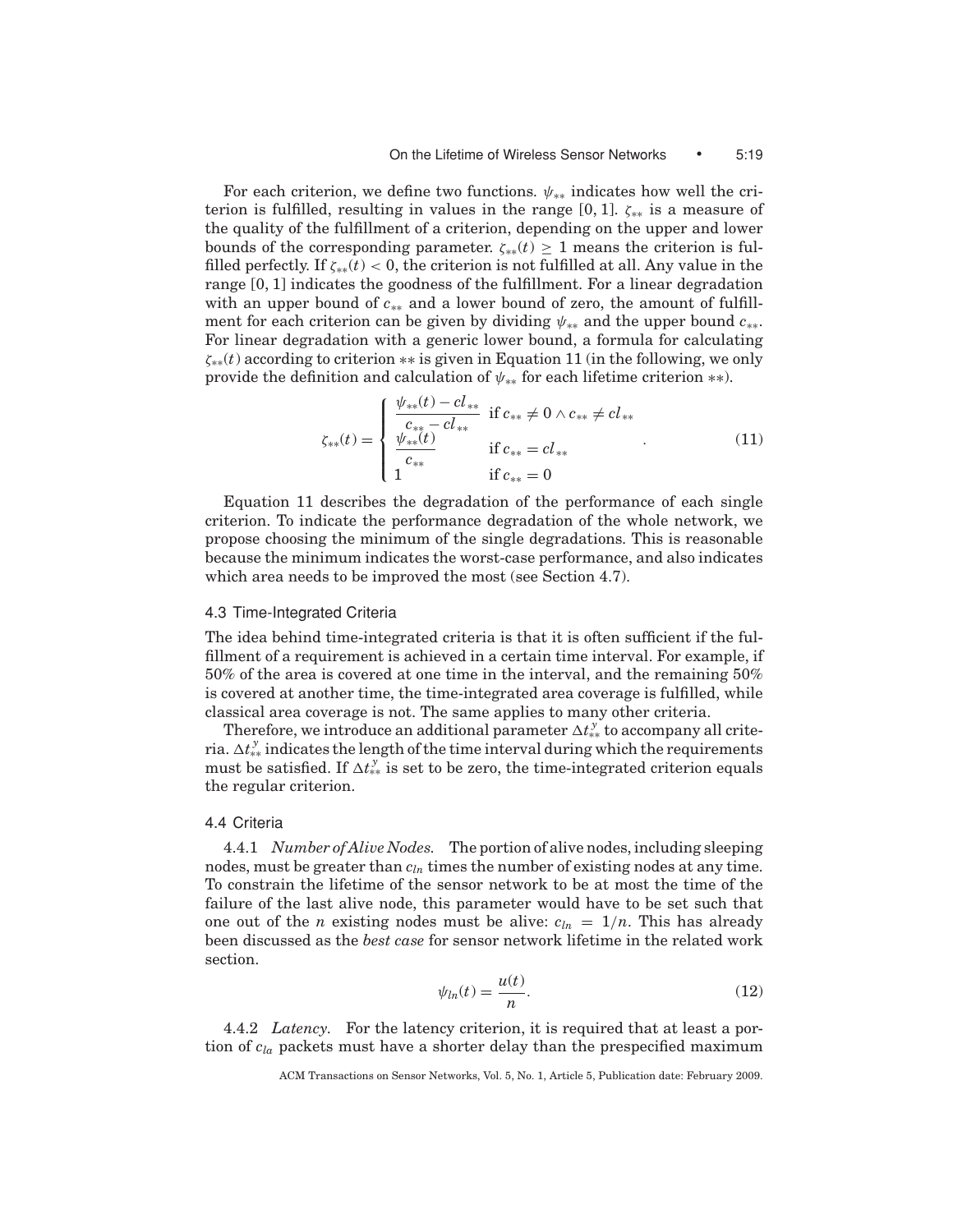For each criterion, we define two functions. $\psi_{**}$ indicates how well the criterion is fulfilled, resulting in values in the range $[0, 1]$. $\zeta_{**}$ is a measure of the quality of the fulfillment of a criterion, depending on the upper and lower bounds of the corresponding parameter. $\zeta_{**}(t) \geq 1$ means the criterion is fulfilled perfectly. If $\zeta_{**}(t) < 0$, the criterion is not fulfilled at all. Any value in the range $[0, 1]$ indicates the goodness of the fulfillment. For a linear degradation with an upper bound of $c_{**}$ and a lower bound of zero, the amount of fulfillment for each criterion can be given by dividing $\psi_{**}$ and the upper bound $c_{**}$. For linear degradation with a generic lower bound, a formula for calculating $\zeta_{**}(t)$ according to criterion $**$ is given in Equation 11 (in the following, we only provide the definition and calculation of $\psi_{**}$ for each lifetime criterion $**$).

$$\zeta_{**}(t) = \begin{cases} \dfrac{\psi_{**}(t) - cl_{**}}{c_{**} - cl_{**}} & \text{if } c_{**} \neq 0 \wedge c_{**} \neq cl_{**} \\ \dfrac{\psi_{**}(t)}{c_{**}} & \text{if } c_{**} = cl_{**} \\ 1 & \text{if } c_{**} = 0 \end{cases} . \tag{11}$$

Equation 11 describes the degradation of the performance of each single criterion. To indicate the performance degradation of the whole network, we propose choosing the minimum of the single degradations. This is reasonable because the minimum indicates the worst-case performance, and also indicates which area needs to be improved the most (see Section 4.7).

### 4.3 Time-Integrated Criteria

The idea behind time-integrated criteria is that it is often sufficient if the fulfillment of a requirement is achieved in a certain time interval. For example, if 50% of the area is covered at one time in the interval, and the remaining 50% is covered at another time, the time-integrated area coverage is fulfilled, while classical area coverage is not. The same applies to many other criteria.

Therefore, we introduce an additional parameter $\Delta t^{y}_{**}$ to accompany all criteria. $\Delta t^{y}_{**}$ indicates the length of the time interval during which the requirements must be satisfied. If $\Delta t^{y}_{**}$ is set to be zero, the time-integrated criterion equals the regular criterion.

### 4.4 Criteria

4.4.1 *Number of Alive Nodes.* The portion of alive nodes, including sleeping nodes, must be greater than $c_{ln}$ times the number of existing nodes at any time. To constrain the lifetime of the sensor network to be at most the time of the failure of the last alive node, this parameter would have to be set such that one out of the $n$ existing nodes must be alive: $c_{ln} = 1/n$. This has already been discussed as the *best case* for sensor network lifetime in the related work section.

$$\psi_{ln}(t) = \frac{u(t)}{n}. \tag{12}$$

4.4.2 *Latency.* For the latency criterion, it is required that at least a portion of $c_{la}$ packets must have a shorter delay than the prespecified maximum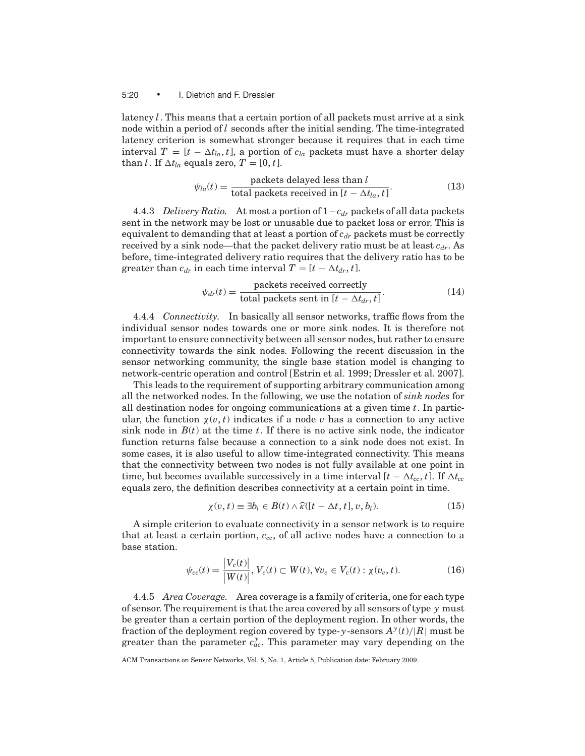latency $l$. This means that a certain portion of all packets must arrive at a sink node within a period of $l$ seconds after the initial sending. The time-integrated latency criterion is somewhat stronger because it requires that in each time interval $T = [t - \Delta t_{la}, t]$, a portion of $c_{la}$ packets must have a shorter delay than $l$. If $\Delta t_{la}$ equals zero, $T = [0, t]$.

$$\psi_{la}(t) = \frac{\text{packets delayed less than } l}{\text{total packets received in } [t - \Delta t_{la}, t]}. \tag{13}$$

4.4.3 *Delivery Ratio.* At most a portion of $1 - c_{dr}$ packets of all data packets sent in the network may be lost or unusable due to packet loss or error. This is equivalent to demanding that at least a portion of $c_{dr}$ packets must be correctly received by a sink node—that the packet delivery ratio must be at least $c_{dr}$. As before, time-integrated delivery ratio requires that the delivery ratio has to be greater than $c_{dr}$ in each time interval $T = [t - \Delta t_{dr}, t]$.

$$\psi_{dr}(t) = \frac{\text{packets received correctly}}{\text{total packets sent in } [t - \Delta t_{dr}, t]}. \tag{14}$$

4.4.4 *Connectivity.* In basically all sensor networks, traffic flows from the individual sensor nodes towards one or more sink nodes. It is therefore not important to ensure connectivity between all sensor nodes, but rather to ensure connectivity towards the sink nodes. Following the recent discussion in the sensor networking community, the single base station model is changing to network-centric operation and control [Estrin et al. 1999; Dressler et al. 2007].

This leads to the requirement of supporting arbitrary communication among all the networked nodes. In the following, we use the notation of *sink nodes* for all destination nodes for ongoing communications at a given time $t$. In particular, the function $\chi(v, t)$ indicates if a node $v$ has a connection to any active sink node in $B(t)$ at the time $t$. If there is no active sink node, the indicator function returns false because a connection to a sink node does not exist. In some cases, it is also useful to allow time-integrated connectivity. This means that the connectivity between two nodes is not fully available at one point in time, but becomes available successively in a time interval $[t - \Delta t_{cc}, t]$. If $\Delta t_{cc}$ equals zero, the definition describes connectivity at a certain point in time.

$$\chi(v, t) \equiv \exists b_i \in B(t) \wedge \widehat{\kappa}([t - \Delta t, t], v, b_i). \tag{15}$$

A simple criterion to evaluate connectivity in a sensor network is to require that at least a certain portion, $c_{cc}$, of all active nodes have a connection to a base station.

$$\psi_{cc}(t) = \frac{|V_c(t)|}{|W(t)|}, V_c(t) \subset W(t), \forall v_c \in V_c(t) : \chi(v_c, t). \tag{16}$$

4.4.5 *Area Coverage.* Area coverage is a family of criteria, one for each type of sensor. The requirement is that the area covered by all sensors of type $y$ must be greater than a certain portion of the deployment region. In other words, the fraction of the deployment region covered by type-$y$-sensors $A^y(t)/|R|$ must be greater than the parameter $c_{ac}^y$. This parameter may vary depending on the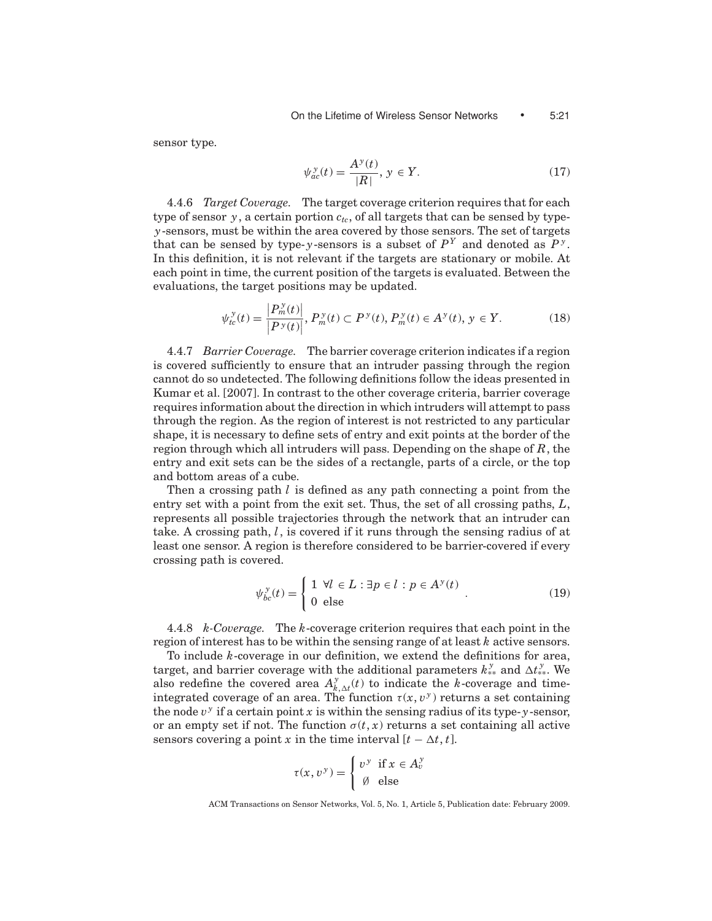sensor type.

$$\psi_{ac}^{y}(t) = \frac{A^{y}(t)}{|R|},\ y \in Y. \tag{17}$$

4.4.6 *Target Coverage.* The target coverage criterion requires that for each type of sensor $y$, a certain portion $c_{tc}$, of all targets that can be sensed by type-$y$-sensors, must be within the area covered by those sensors. The set of targets that can be sensed by type-$y$-sensors is a subset of $P^{Y}$ and denoted as $P^{y}$. In this definition, it is not relevant if the targets are stationary or mobile. At each point in time, the current position of the targets is evaluated. Between the evaluations, the target positions may be updated.

$$\psi_{tc}^{y}(t) = \frac{\left|P_{m}^{y}(t)\right|}{\left|P^{y}(t)\right|},\ P_{m}^{y}(t) \subset P^{y}(t), P_{m}^{y}(t) \in A^{y}(t),\ y \in Y. \tag{18}$$

4.4.7 *Barrier Coverage.* The barrier coverage criterion indicates if a region is covered sufficiently to ensure that an intruder passing through the region cannot do so undetected. The following definitions follow the ideas presented in Kumar et al. [2007]. In contrast to the other coverage criteria, barrier coverage requires information about the direction in which intruders will attempt to pass through the region. As the region of interest is not restricted to any particular shape, it is necessary to define sets of entry and exit points at the border of the region through which all intruders will pass. Depending on the shape of $R$, the entry and exit sets can be the sides of a rectangle, parts of a circle, or the top and bottom areas of a cube.

Then a crossing path $l$ is defined as any path connecting a point from the entry set with a point from the exit set. Thus, the set of all crossing paths, $L$, represents all possible trajectories through the network that an intruder can take. A crossing path, $l$, is covered if it runs through the sensing radius of at least one sensor. A region is therefore considered to be barrier-covered if every crossing path is covered.

$$\psi_{bc}^{y}(t) = \begin{cases} 1 & \forall l \in L : \exists p \in l : p \in A^{y}(t) \\ 0 & \text{else} \end{cases}. \tag{19}$$

4.4.8 *k-Coverage.* The $k$-coverage criterion requires that each point in the region of interest has to be within the sensing range of at least $k$ active sensors.

To include $k$-coverage in our definition, we extend the definitions for area, target, and barrier coverage with the additional parameters $k_{**}^{y}$ and $\Delta t_{**}^{y}$. We also redefine the covered area $A_{k,\Delta t}^{y}(t)$ to indicate the $k$-coverage and time-integrated coverage of an area. The function $\tau(x, v^{y})$ returns a set containing the node $v^{y}$ if a certain point $x$ is within the sensing radius of its type-$y$-sensor, or an empty set if not. The function $\sigma(t, x)$ returns a set containing all active sensors covering a point $x$ in the time interval $[t - \Delta t, t]$.

$$\tau(x, v^{y}) = \begin{cases} v^{y} & \text{if } x \in A_{v}^{y} \\ \emptyset & \text{else} \end{cases}$$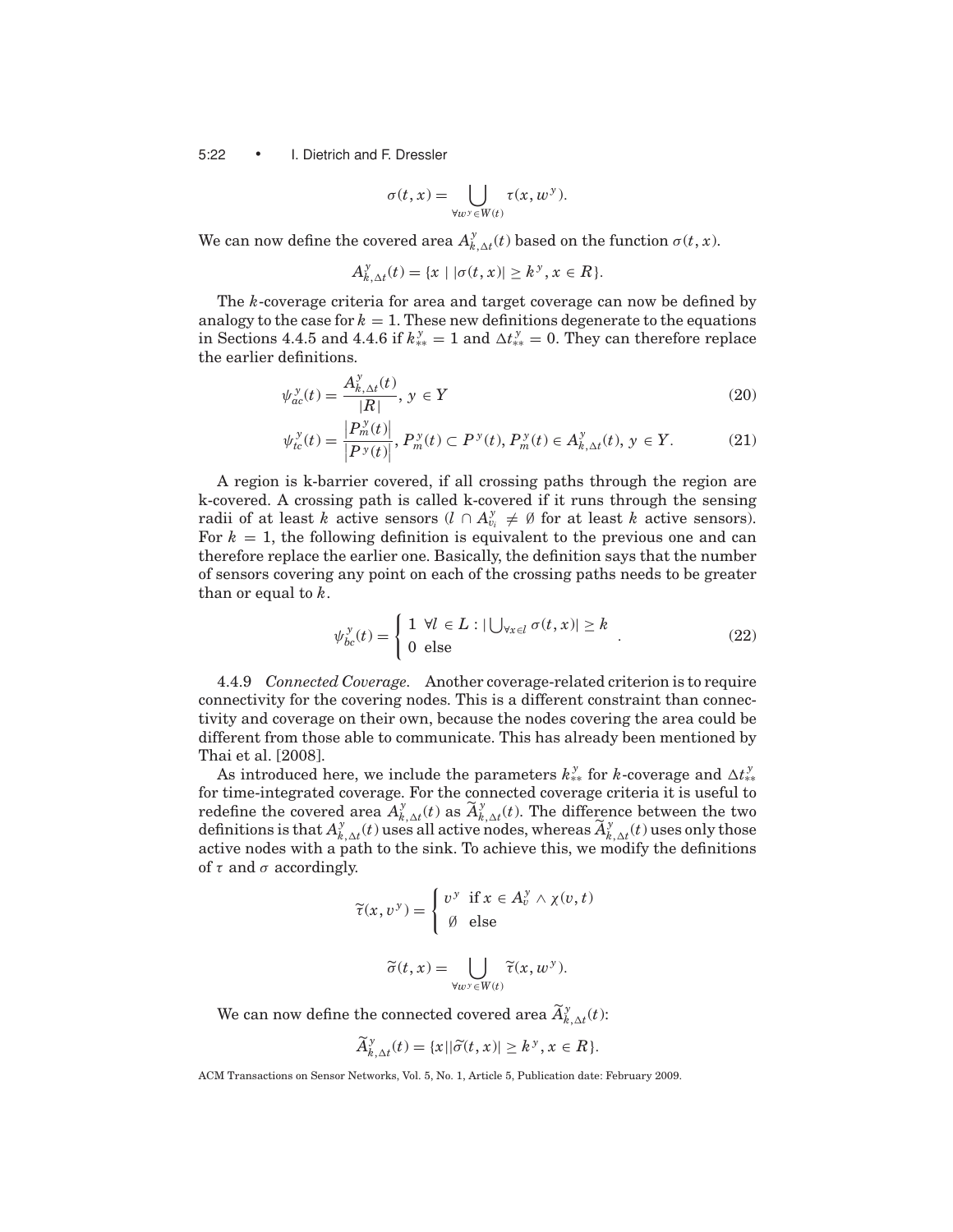$$\sigma(t, x) = \bigcup_{\forall w^y \in W(t)} \tau(x, w^y).$$

We can now define the covered area $A^y_{k,\Delta t}(t)$ based on the function $\sigma(t, x)$.

$$A^y_{k,\Delta t}(t) = \{x \mid |\sigma(t, x)| \geq k^y, x \in R\}.$$

The $k$-coverage criteria for area and target coverage can now be defined by analogy to the case for $k = 1$. These new definitions degenerate to the equations in Sections 4.4.5 and 4.4.6 if $k^y_{**} = 1$ and $\Delta t^y_{**} = 0$. They can therefore replace the earlier definitions.

$$\psi^y_{ac}(t) = \frac{A^y_{k,\Delta t}(t)}{|R|}, \; y \in Y \tag{20}$$

$$\psi^y_{tc}(t) = \frac{\left|P^y_m(t)\right|}{\left|P^y(t)\right|}, \; P^y_m(t) \subset P^y(t), P^y_m(t) \in A^y_{k,\Delta t}(t), \; y \in Y. \tag{21}$$

A region is k-barrier covered, if all crossing paths through the region are k-covered. A crossing path is called k-covered if it runs through the sensing radii of at least $k$ active sensors ($l \cap A^y_{v_i} \neq \emptyset$ for at least $k$ active sensors). For $k = 1$, the following definition is equivalent to the previous one and can therefore replace the earlier one. Basically, the definition says that the number of sensors covering any point on each of the crossing paths needs to be greater than or equal to $k$.

$$\psi^y_{bc}(t) = \begin{cases} 1 \;\; \forall l \in L : |\bigcup_{\forall x \in l} \sigma(t, x)| \geq k \\ 0 \;\; \text{else} \end{cases}. \tag{22}$$

4.4.9 *Connected Coverage.* Another coverage-related criterion is to require connectivity for the covering nodes. This is a different constraint than connectivity and coverage on their own, because the nodes covering the area could be different from those able to communicate. This has already been mentioned by Thai et al. [2008].

As introduced here, we include the parameters $k^y_{**}$ for $k$-coverage and $\Delta t^y_{**}$ for time-integrated coverage. For the connected coverage criteria it is useful to redefine the covered area $A^y_{k,\Delta t}(t)$ as $\widetilde{A}^y_{k,\Delta t}(t)$. The difference between the two definitions is that $A^y_{k,\Delta t}(t)$ uses all active nodes, whereas $\widetilde{A}^y_{k,\Delta t}(t)$ uses only those active nodes with a path to the sink. To achieve this, we modify the definitions of $\tau$ and $\sigma$ accordingly.

$$\widetilde{\tau}(x, v^y) = \begin{cases} v^y & \text{if } x \in A^y_v \wedge \chi(v, t) \\ \emptyset & \text{else} \end{cases}$$

$$\widetilde{\sigma}(t, x) = \bigcup_{\forall w^y \in W(t)} \widetilde{\tau}(x, w^y).$$

We can now define the connected covered area $\widetilde{A}^y_{k,\Delta t}(t)$:

$$\widetilde{A}^y_{k,\Delta t}(t) = \{x \mid |\widetilde{\sigma}(t, x)| \geq k^y, x \in R\}.$$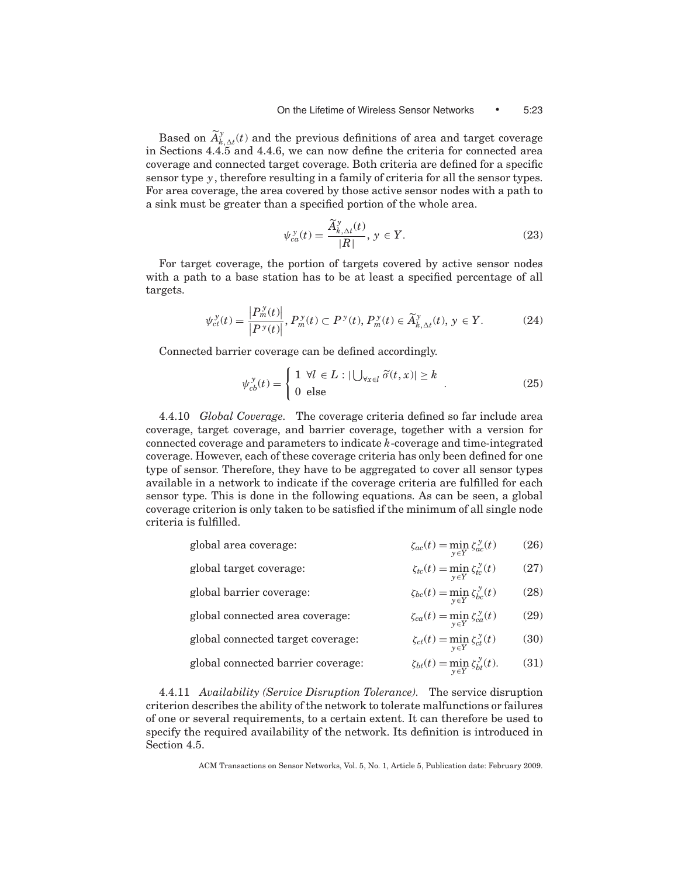Based on $\widetilde{A}^y_{k,\Delta t}(t)$ and the previous definitions of area and target coverage in Sections 4.4.5 and 4.4.6, we can now define the criteria for connected area coverage and connected target coverage. Both criteria are defined for a specific sensor type $y$, therefore resulting in a family of criteria for all the sensor types. For area coverage, the area covered by those active sensor nodes with a path to a sink must be greater than a specified portion of the whole area.

$$\psi^y_{ca}(t) = \frac{\widetilde{A}^y_{k,\Delta t}(t)}{|R|},\ y \in Y. \tag{23}$$

For target coverage, the portion of targets covered by active sensor nodes with a path to a base station has to be at least a specified percentage of all targets.

$$\psi^y_{ct}(t) = \frac{\left|P^y_m(t)\right|}{\left|P^y(t)\right|},\ P^y_m(t) \subset P^y(t),\ P^y_m(t) \in \widetilde{A}^y_{k,\Delta t}(t),\ y \in Y. \tag{24}$$

Connected barrier coverage can be defined accordingly.

$$\psi^y_{cb}(t) = \begin{cases} 1 \ \forall l \in L : |\bigcup_{\forall x \in l} \widetilde{\sigma}(t, x)| \geq k \\ 0 \ \text{else} \end{cases}. \tag{25}$$

4.4.10 *Global Coverage.* The coverage criteria defined so far include area coverage, target coverage, and barrier coverage, together with a version for connected coverage and parameters to indicate $k$-coverage and time-integrated coverage. However, each of these coverage criteria has only been defined for one type of sensor. Therefore, they have to be aggregated to cover all sensor types available in a network to indicate if the coverage criteria are fulfilled for each sensor type. This is done in the following equations. As can be seen, a global coverage criterion is only taken to be satisfied if the minimum of all single node criteria is fulfilled.

global area coverage: $$\zeta_{ac}(t) = \min_{y \in Y} \zeta^y_{ac}(t) \tag{26}$$

global target coverage: $$\zeta_{tc}(t) = \min_{y \in Y} \zeta^y_{tc}(t) \tag{27}$$

global barrier coverage: $$\zeta_{bc}(t) = \min_{y \in Y} \zeta^y_{bc}(t) \tag{28}$$

global connected area coverage: $$\zeta_{ca}(t) = \min_{y \in Y} \zeta^y_{ca}(t) \tag{29}$$

global connected target coverage: $$\zeta_{ct}(t) = \min_{y \in Y} \zeta^y_{ct}(t) \tag{30}$$

global connected barrier coverage: $$\zeta_{bt}(t) = \min_{y \in Y} \zeta^y_{bt}(t). \tag{31}$$

4.4.11 *Availability (Service Disruption Tolerance).* The service disruption criterion describes the ability of the network to tolerate malfunctions or failures of one or several requirements, to a certain extent. It can therefore be used to specify the required availability of the network. Its definition is introduced in Section 4.5.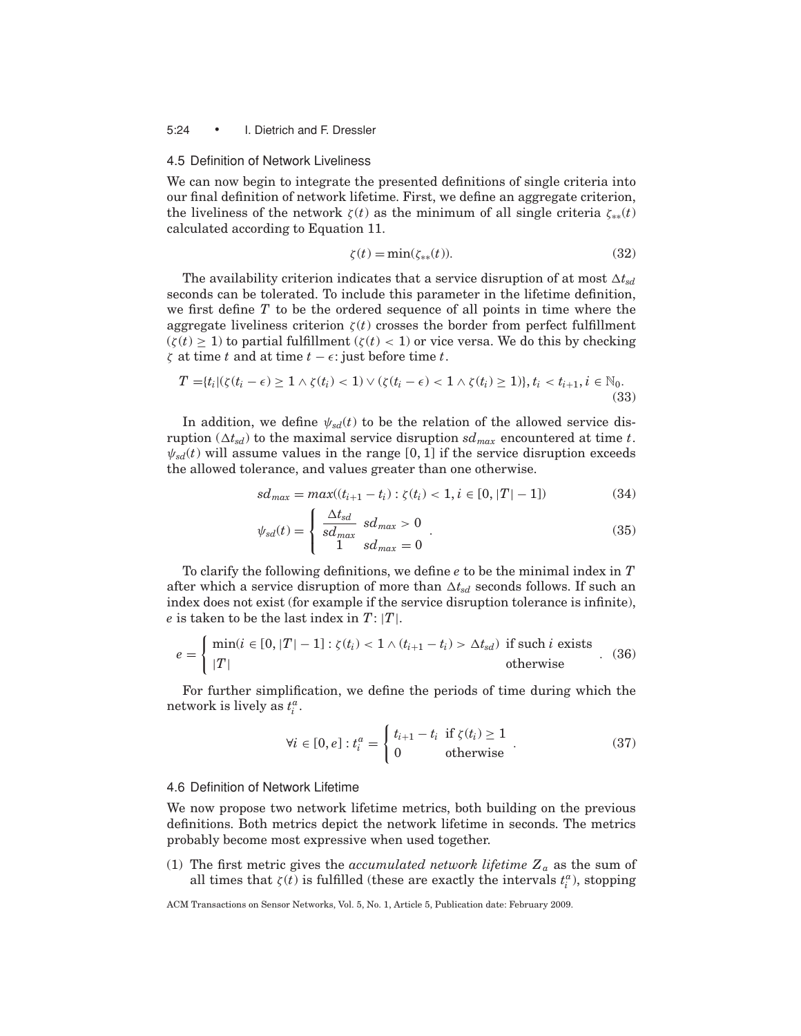### 4.5 Definition of Network Liveliness

We can now begin to integrate the presented definitions of single criteria into our final definition of network lifetime. First, we define an aggregate criterion, the liveliness of the network $\zeta(t)$ as the minimum of all single criteria $\zeta_{**}(t)$ calculated according to Equation 11.

$$\zeta(t) = \min(\zeta_{**}(t)). \tag{32}$$

The availability criterion indicates that a service disruption of at most $\Delta t_{sd}$ seconds can be tolerated. To include this parameter in the lifetime definition, we first define $T$ to be the ordered sequence of all points in time where the aggregate liveliness criterion $\zeta(t)$ crosses the border from perfect fulfillment ($\zeta(t) \geq 1$) to partial fulfillment ($\zeta(t) < 1$) or vice versa. We do this by checking $\zeta$ at time $t$ and at time $t - \epsilon$: just before time $t$.

$$T = \{t_i | (\zeta(t_i - \epsilon) \geq 1 \wedge \zeta(t_i) < 1) \vee (\zeta(t_i - \epsilon) < 1 \wedge \zeta(t_i) \geq 1)\}, t_i < t_{i+1}, i \in \mathbb{N}_0. \tag{33}$$

In addition, we define $\psi_{sd}(t)$ to be the relation of the allowed service disruption ($\Delta t_{sd}$) to the maximal service disruption $sd_{max}$ encountered at time $t$. $\psi_{sd}(t)$ will assume values in the range $[0, 1]$ if the service disruption exceeds the allowed tolerance, and values greater than one otherwise.

$$sd_{max} = max((t_{i+1} - t_i) : \zeta(t_i) < 1, i \in [0, |T| - 1]) \tag{34}$$

$$\psi_{sd}(t) = \begin{cases} \dfrac{\Delta t_{sd}}{sd_{max}} & sd_{max} > 0 \\ 1 & sd_{max} = 0 \end{cases}. \tag{35}$$

To clarify the following definitions, we define $e$ to be the minimal index in $T$ after which a service disruption of more than $\Delta t_{sd}$ seconds follows. If such an index does not exist (for example if the service disruption tolerance is infinite), $e$ is taken to be the last index in $T$: $|T|$.

$$e = \begin{cases} \min(i \in [0, |T| - 1] : \zeta(t_i) < 1 \wedge (t_{i+1} - t_i) > \Delta t_{sd}) & \text{if such } i \text{ exists} \\ |T| & \text{otherwise} \end{cases}. \tag{36}$$

For further simplification, we define the periods of time during which the network is lively as $t_i^a$.

$$\forall i \in [0, e] : t_i^a = \begin{cases} t_{i+1} - t_i & \text{if } \zeta(t_i) \geq 1 \\ 0 & \text{otherwise} \end{cases}. \tag{37}$$

### 4.6 Definition of Network Lifetime

We now propose two network lifetime metrics, both building on the previous definitions. Both metrics depict the network lifetime in seconds. The metrics probably become most expressive when used together.

(1) The first metric gives the *accumulated network lifetime* $Z_a$ as the sum of all times that $\zeta(t)$ is fulfilled (these are exactly the intervals $t_i^a$), stopping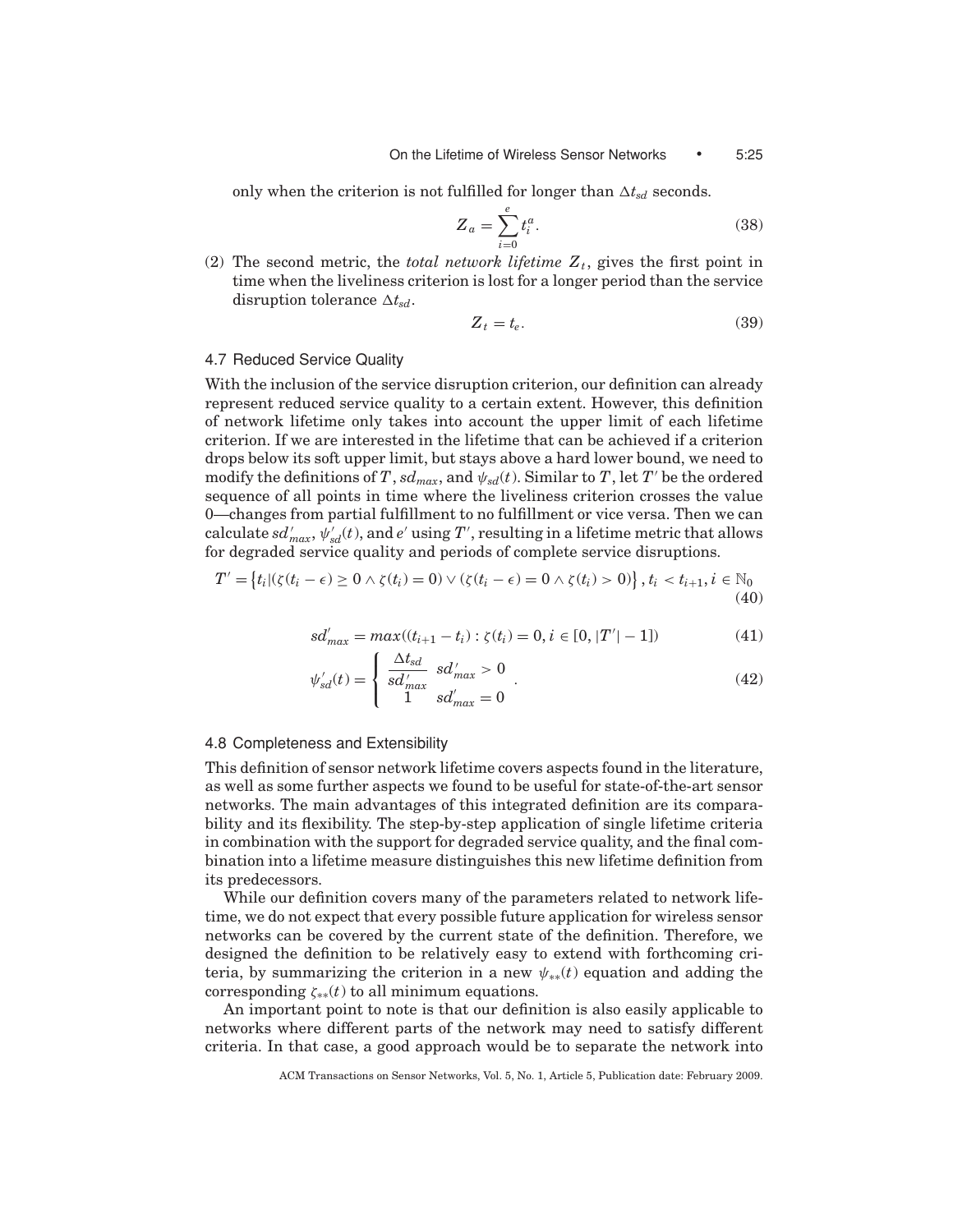only when the criterion is not fulfilled for longer than $\Delta t_{sd}$ seconds.

$$Z_a = \sum_{i=0}^{e} t_i^a. \tag{38}$$

(2) The second metric, the *total network lifetime* $Z_t$, gives the first point in time when the liveliness criterion is lost for a longer period than the service disruption tolerance $\Delta t_{sd}$.

$$Z_t = t_e. \tag{39}$$

### 4.7 Reduced Service Quality

With the inclusion of the service disruption criterion, our definition can already represent reduced service quality to a certain extent. However, this definition of network lifetime only takes into account the upper limit of each lifetime criterion. If we are interested in the lifetime that can be achieved if a criterion drops below its soft upper limit, but stays above a hard lower bound, we need to modify the definitions of $T$, $sd_{max}$, and $\psi_{sd}(t)$. Similar to $T$, let $T'$ be the ordered sequence of all points in time where the liveliness criterion crosses the value 0—changes from partial fulfillment to no fulfillment or vice versa. Then we can calculate $sd'_{max}$, $\psi'_{sd}(t)$, and $e'$ using $T'$, resulting in a lifetime metric that allows for degraded service quality and periods of complete service disruptions.

$$T' = \left\{t_i | (\zeta(t_i - \epsilon) \geq 0 \wedge \zeta(t_i) = 0) \vee (\zeta(t_i - \epsilon) = 0 \wedge \zeta(t_i) > 0)\right\}, t_i < t_{i+1}, i \in \mathbb{N}_0 \tag{40}$$

$$sd'_{max} = max((t_{i+1} - t_i) : \zeta(t_i) = 0, i \in [0, |T'| - 1]) \tag{41}$$

$$\psi'_{sd}(t) = \begin{cases} \dfrac{\Delta t_{sd}}{sd'_{max}} & sd'_{max} > 0 \\ 1 & sd'_{max} = 0 \end{cases}. \tag{42}$$

### 4.8 Completeness and Extensibility

This definition of sensor network lifetime covers aspects found in the literature, as well as some further aspects we found to be useful for state-of-the-art sensor networks. The main advantages of this integrated definition are its comparability and its flexibility. The step-by-step application of single lifetime criteria in combination with the support for degraded service quality, and the final combination into a lifetime measure distinguishes this new lifetime definition from its predecessors.

While our definition covers many of the parameters related to network lifetime, we do not expect that every possible future application for wireless sensor networks can be covered by the current state of the definition. Therefore, we designed the definition to be relatively easy to extend with forthcoming criteria, by summarizing the criterion in a new $\psi_{**}(t)$ equation and adding the corresponding $\zeta_{**}(t)$ to all minimum equations.

An important point to note is that our definition is also easily applicable to networks where different parts of the network may need to satisfy different criteria. In that case, a good approach would be to separate the network into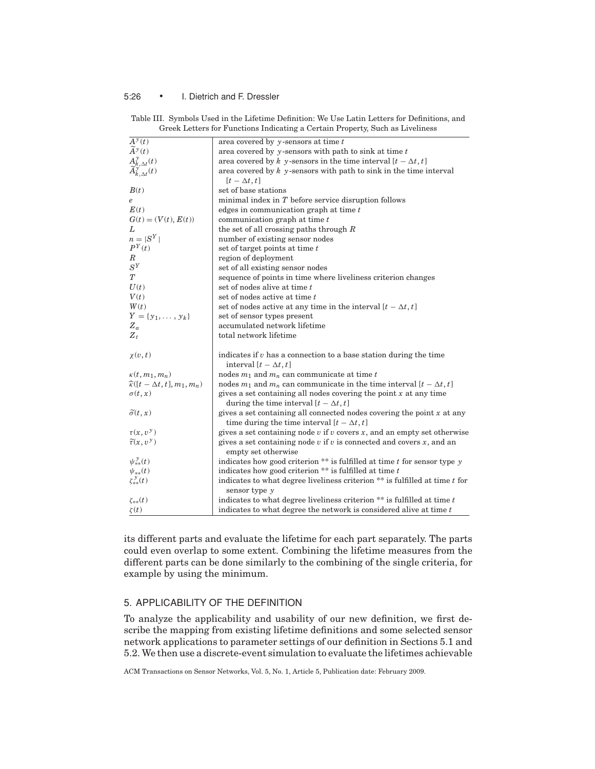Table III. Symbols Used in the Lifetime Definition: We Use Latin Letters for Definitions, and Greek Letters for Functions Indicating a Certain Property, Such as Liveliness

| Symbol | Description |
|---|---|
| $A^y(t)$ | area covered by $y$-sensors at time $t$ |
| $\widetilde{A}^y(t)$ | area covered by $y$-sensors with path to sink at time $t$ |
| $A^y_{k,\Delta t}(t)$ | area covered by $k$ $y$-sensors in the time interval $[t - \Delta t, t]$ |
| $\widetilde{A}^y_{k,\Delta t}(t)$ | area covered by $k$ $y$-sensors with path to sink in the time interval $[t - \Delta t, t]$ |
| $B(t)$ | set of base stations |
| $e$ | minimal index in $T$ before service disruption follows |
| $E(t)$ | edges in communication graph at time $t$ |
| $G(t) = (V(t), E(t))$ | communication graph at time $t$ |
| $L$ | the set of all crossing paths through $R$ |
| $n = \|S^Y\|$ | number of existing sensor nodes |
| $P^Y(t)$ | set of target points at time $t$ |
| $R$ | region of deployment |
| $S^Y$ | set of all existing sensor nodes |
| $T$ | sequence of points in time where liveliness criterion changes |
| $U(t)$ | set of nodes alive at time $t$ |
| $V(t)$ | set of nodes active at time $t$ |
| $W(t)$ | set of nodes active at any time in the interval $[t - \Delta t, t]$ |
| $Y = \{y_1, \ldots, y_k\}$ | set of sensor types present |
| $Z_a$ | accumulated network lifetime |
| $Z_t$ | total network lifetime |
| $\chi(v, t)$ | indicates if $v$ has a connection to a base station during the time interval $[t - \Delta t, t]$ |
| $\kappa(t, m_1, m_n)$ | nodes $m_1$ and $m_n$ can communicate at time $t$ |
| $\widehat{\kappa}([t - \Delta t, t], m_1, m_n)$ | nodes $m_1$ and $m_n$ can communicate in the time interval $[t - \Delta t, t]$ |
| $\sigma(t, x)$ | gives a set containing all nodes covering the point $x$ at any time during the time interval $[t - \Delta t, t]$ |
| $\widetilde{\sigma}(t, x)$ | gives a set containing all connected nodes covering the point $x$ at any time during the time interval $[t - \Delta t, t]$ |
| $\tau(x, v^y)$ | gives a set containing node $v$ if $v$ covers $x$, and an empty set otherwise |
| $\widetilde{\tau}(x, v^y)$ | gives a set containing node $v$ if $v$ is connected and covers $x$, and an empty set otherwise |
| $\psi^y_{**}(t)$ | indicates how good criterion ** is fulfilled at time $t$ for sensor type $y$ |
| $\psi_{**}(t)$ | indicates how good criterion ** is fulfilled at time $t$ |
| $\zeta^y_{**}(t)$ | indicates to what degree liveliness criterion ** is fulfilled at time $t$ for sensor type $y$ |
| $\zeta_{**}(t)$ | indicates to what degree liveliness criterion ** is fulfilled at time $t$ |
| $\zeta(t)$ | indicates to what degree the network is considered alive at time $t$ |

its different parts and evaluate the lifetime for each part separately. The parts could even overlap to some extent. Combining the lifetime measures from the different parts can be done similarly to the combining of the single criteria, for example by using the minimum.

## 5. APPLICABILITY OF THE DEFINITION

To analyze the applicability and usability of our new definition, we first describe the mapping from existing lifetime definitions and some selected sensor network applications to parameter settings of our definition in Sections 5.1 and 5.2. We then use a discrete-event simulation to evaluate the lifetimes achievable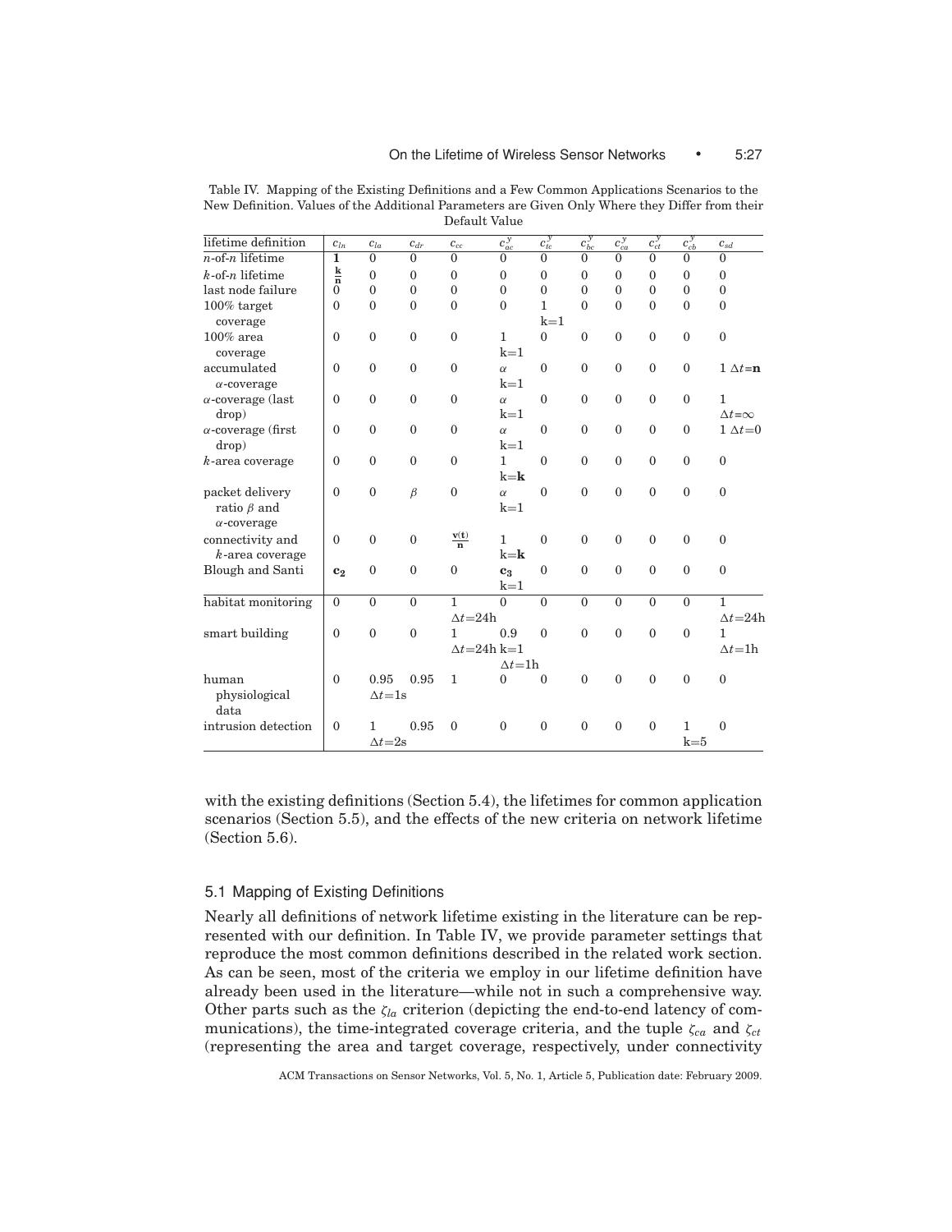Table IV. Mapping of the Existing Definitions and a Few Common Applications Scenarios to the New Definition. Values of the Additional Parameters are Given Only Where they Differ from their Default Value

| lifetime definition | $c_{ln}$ | $c_{la}$ | $c_{dr}$ | $c_{cc}$ | $c_{ac}^{y}$ | $c_{tc}^{y}$ | $c_{bc}^{y}$ | $c_{ca}^{y}$ | $c_{ct}^{y}$ | $c_{cb}^{y}$ | $c_{sd}$ |
|---|---|---|---|---|---|---|---|---|---|---|---|
| $n$-of-$n$ lifetime | $\mathbf{1}$ | 0 | 0 | 0 | 0 | 0 | 0 | 0 | 0 | 0 | 0 |
| $k$-of-$n$ lifetime | $\frac{\mathbf{k}}{\mathbf{n}}$ | 0 | 0 | 0 | 0 | 0 | 0 | 0 | 0 | 0 | 0 |
| last node failure | 0 | 0 | 0 | 0 | 0 | 0 | 0 | 0 | 0 | 0 | 0 |
| 100% target coverage | 0 | 0 | 0 | 0 | 0 | 1 k=1 | 0 | 0 | 0 | 0 | 0 |
| 100% area coverage | 0 | 0 | 0 | 0 | 1 k=1 | 0 | 0 | 0 | 0 | 0 | 0 |
| accumulated $\alpha$-coverage | 0 | 0 | 0 | 0 | $\alpha$ k=1 | 0 | 0 | 0 | 0 | 0 | 1 $\Delta t$=**n** |
| $\alpha$-coverage (last drop) | 0 | 0 | 0 | 0 | $\alpha$ k=1 | 0 | 0 | 0 | 0 | 0 | 1 $\Delta t$=$\infty$ |
| $\alpha$-coverage (first drop) | 0 | 0 | 0 | 0 | $\alpha$ k=1 | 0 | 0 | 0 | 0 | 0 | 1 $\Delta t$=0 |
| $k$-area coverage | 0 | 0 | 0 | 0 | 1 k=**k** | 0 | 0 | 0 | 0 | 0 | 0 |
| packet delivery ratio $\beta$ and $\alpha$-coverage | 0 | 0 | $\beta$ | 0 | $\alpha$ k=1 | 0 | 0 | 0 | 0 | 0 | 0 |
| connectivity and $k$-area coverage | 0 | 0 | 0 | $\frac{\mathbf{v(t)}}{\mathbf{n}}$ | 1 k=**k** | 0 | 0 | 0 | 0 | 0 | 0 |
| Blough and Santi | $\mathbf{c_2}$ | 0 | 0 | 0 | $\mathbf{c_3}$ k=1 | 0 | 0 | 0 | 0 | 0 | 0 |
| habitat monitoring | 0 | 0 | 0 | 1 $\Delta t$=24h | 0 | 0 | 0 | 0 | 0 | 0 | 1 $\Delta t$=24h |
| smart building | 0 | 0 | 0 | 1 $\Delta t$=24h | 0.9 k=1 $\Delta t$=1h | 0 | 0 | 0 | 0 | 0 | 1 $\Delta t$=1h |
| human physiological data | 0 | 0.95 $\Delta t$=1s | 0.95 | 1 | 0 | 0 | 0 | 0 | 0 | 0 | 0 |
| intrusion detection | 0 | 1 $\Delta t$=2s | 0.95 | 0 | 0 | 0 | 0 | 0 | 0 | 1 k=5 | 0 |

with the existing definitions (Section 5.4), the lifetimes for common application scenarios (Section 5.5), and the effects of the new criteria on network lifetime (Section 5.6).

## 5.1 Mapping of Existing Definitions

Nearly all definitions of network lifetime existing in the literature can be represented with our definition. In Table IV, we provide parameter settings that reproduce the most common definitions described in the related work section. As can be seen, most of the criteria we employ in our lifetime definition have already been used in the literature—while not in such a comprehensive way. Other parts such as the $\zeta_{la}$ criterion (depicting the end-to-end latency of communications), the time-integrated coverage criteria, and the tuple $\zeta_{ca}$ and $\zeta_{ct}$ (representing the area and target coverage, respectively, under connectivity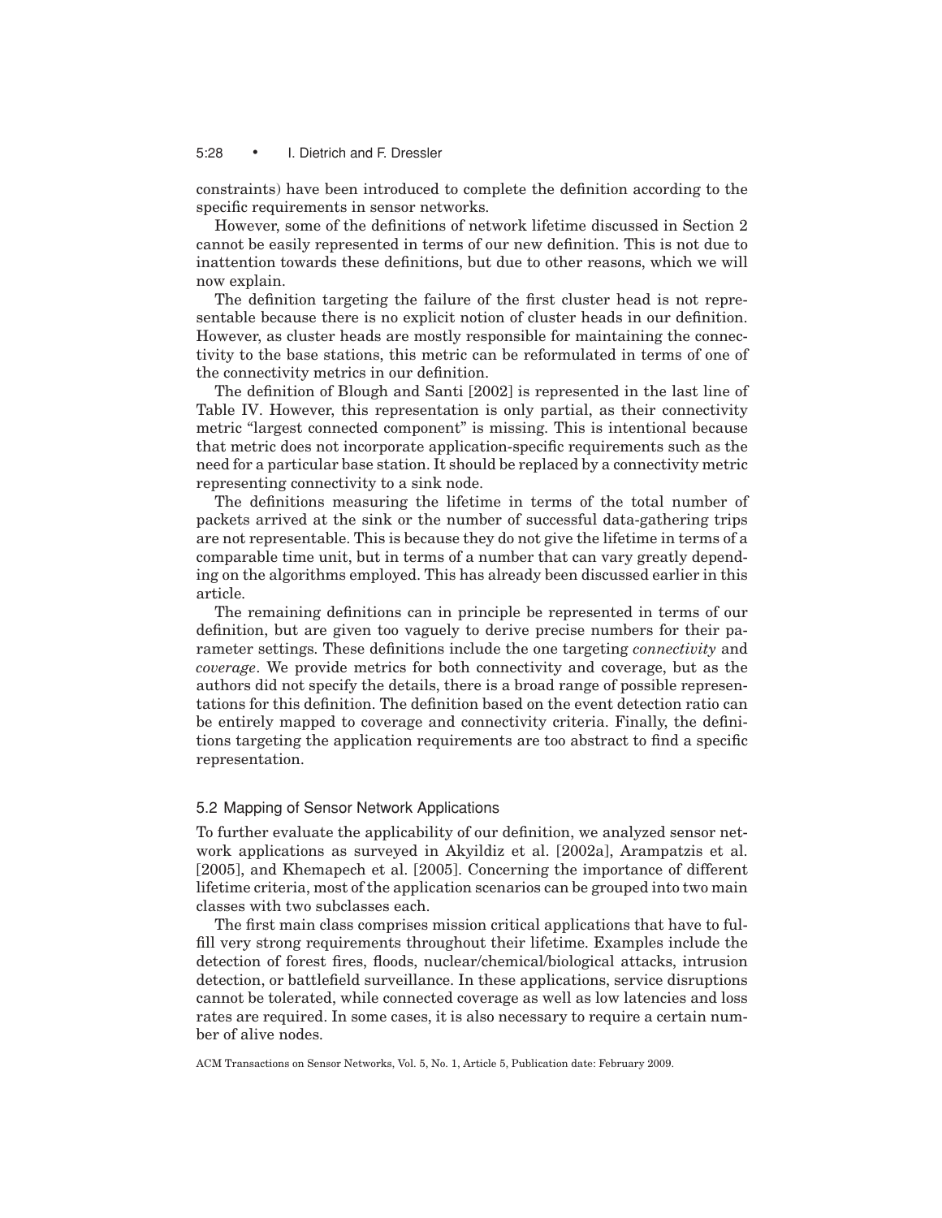constraints) have been introduced to complete the definition according to the specific requirements in sensor networks.

However, some of the definitions of network lifetime discussed in Section 2 cannot be easily represented in terms of our new definition. This is not due to inattention towards these definitions, but due to other reasons, which we will now explain.

The definition targeting the failure of the first cluster head is not representable because there is no explicit notion of cluster heads in our definition. However, as cluster heads are mostly responsible for maintaining the connectivity to the base stations, this metric can be reformulated in terms of one of the connectivity metrics in our definition.

The definition of Blough and Santi [2002] is represented in the last line of Table IV. However, this representation is only partial, as their connectivity metric "largest connected component" is missing. This is intentional because that metric does not incorporate application-specific requirements such as the need for a particular base station. It should be replaced by a connectivity metric representing connectivity to a sink node.

The definitions measuring the lifetime in terms of the total number of packets arrived at the sink or the number of successful data-gathering trips are not representable. This is because they do not give the lifetime in terms of a comparable time unit, but in terms of a number that can vary greatly depending on the algorithms employed. This has already been discussed earlier in this article.

The remaining definitions can in principle be represented in terms of our definition, but are given too vaguely to derive precise numbers for their parameter settings. These definitions include the one targeting *connectivity* and *coverage*. We provide metrics for both connectivity and coverage, but as the authors did not specify the details, there is a broad range of possible representations for this definition. The definition based on the event detection ratio can be entirely mapped to coverage and connectivity criteria. Finally, the definitions targeting the application requirements are too abstract to find a specific representation.

### 5.2 Mapping of Sensor Network Applications

To further evaluate the applicability of our definition, we analyzed sensor network applications as surveyed in Akyildiz et al. [2002a], Arampatzis et al. [2005], and Khemapech et al. [2005]. Concerning the importance of different lifetime criteria, most of the application scenarios can be grouped into two main classes with two subclasses each.

The first main class comprises mission critical applications that have to fulfill very strong requirements throughout their lifetime. Examples include the detection of forest fires, floods, nuclear/chemical/biological attacks, intrusion detection, or battlefield surveillance. In these applications, service disruptions cannot be tolerated, while connected coverage as well as low latencies and loss rates are required. In some cases, it is also necessary to require a certain number of alive nodes.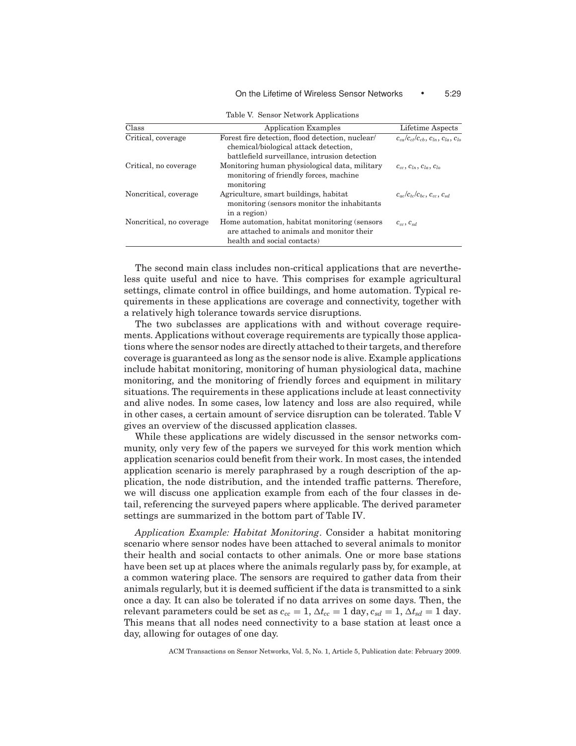Table V. Sensor Network Applications

| Class | Application Examples | Lifetime Aspects |
|---|---|---|
| Critical, coverage | Forest fire detection, flood detection, nuclear/ chemical/biological attack detection, battlefield surveillance, intrusion detection | $c_{ca}/c_{ct}/c_{cb}$, $c_{ln}$, $c_{la}$, $c_{lo}$ |
| Critical, no coverage | Monitoring human physiological data, military monitoring of friendly forces, machine monitoring | $c_{cc}$, $c_{ln}$, $c_{la}$, $c_{lo}$ |
| Noncritical, coverage | Agriculture, smart buildings, habitat monitoring (sensors monitor the inhabitants in a region) | $c_{ac}/c_{tc}/c_{bc}$, $c_{cc}$, $c_{sd}$ |
| Noncritical, no coverage | Home automation, habitat monitoring (sensors are attached to animals and monitor their health and social contacts) | $c_{cc}$, $c_{sd}$ |

The second main class includes non-critical applications that are nevertheless quite useful and nice to have. This comprises for example agricultural settings, climate control in office buildings, and home automation. Typical requirements in these applications are coverage and connectivity, together with a relatively high tolerance towards service disruptions.

The two subclasses are applications with and without coverage requirements. Applications without coverage requirements are typically those applications where the sensor nodes are directly attached to their targets, and therefore coverage is guaranteed as long as the sensor node is alive. Example applications include habitat monitoring, monitoring of human physiological data, machine monitoring, and the monitoring of friendly forces and equipment in military situations. The requirements in these applications include at least connectivity and alive nodes. In some cases, low latency and loss are also required, while in other cases, a certain amount of service disruption can be tolerated. Table V gives an overview of the discussed application classes.

While these applications are widely discussed in the sensor networks community, only very few of the papers we surveyed for this work mention which application scenarios could benefit from their work. In most cases, the intended application scenario is merely paraphrased by a rough description of the application, the node distribution, and the intended traffic patterns. Therefore, we will discuss one application example from each of the four classes in detail, referencing the surveyed papers where applicable. The derived parameter settings are summarized in the bottom part of Table IV.

*Application Example: Habitat Monitoring*. Consider a habitat monitoring scenario where sensor nodes have been attached to several animals to monitor their health and social contacts to other animals. One or more base stations have been set up at places where the animals regularly pass by, for example, at a common watering place. The sensors are required to gather data from their animals regularly, but it is deemed sufficient if the data is transmitted to a sink once a day. It can also be tolerated if no data arrives on some days. Then, the relevant parameters could be set as $c_{cc} = 1$, $\Delta t_{cc} = 1$ day, $c_{sd} = 1$, $\Delta t_{sd} = 1$ day. This means that all nodes need connectivity to a base station at least once a day, allowing for outages of one day.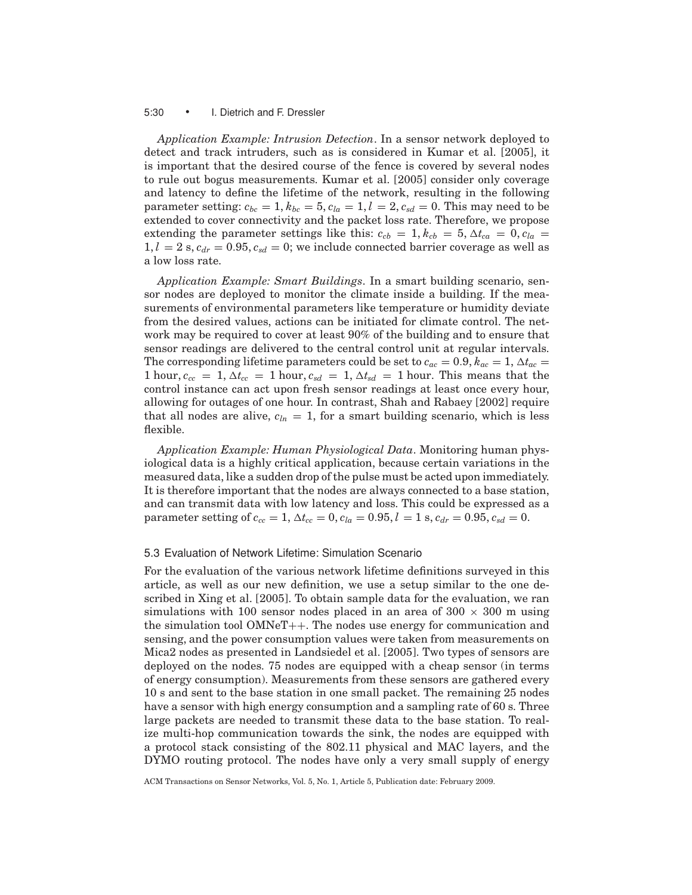*Application Example: Intrusion Detection*. In a sensor network deployed to detect and track intruders, such as is considered in Kumar et al. [2005], it is important that the desired course of the fence is covered by several nodes to rule out bogus measurements. Kumar et al. [2005] consider only coverage and latency to define the lifetime of the network, resulting in the following parameter setting: $c_{bc} = 1, k_{bc} = 5, c_{la} = 1, l = 2, c_{sd} = 0$. This may need to be extended to cover connectivity and the packet loss rate. Therefore, we propose extending the parameter settings like this: $c_{cb} = 1, k_{cb} = 5, \Delta t_{ca} = 0, c_{la} = 1, l = 2$ s, $c_{dr} = 0.95, c_{sd} = 0$; we include connected barrier coverage as well as a low loss rate.

*Application Example: Smart Buildings*. In a smart building scenario, sensor nodes are deployed to monitor the climate inside a building. If the measurements of environmental parameters like temperature or humidity deviate from the desired values, actions can be initiated for climate control. The network may be required to cover at least 90% of the building and to ensure that sensor readings are delivered to the central control unit at regular intervals. The corresponding lifetime parameters could be set to $c_{ac} = 0.9, k_{ac} = 1, \Delta t_{ac} = 1$ hour, $c_{cc} = 1, \Delta t_{cc} = 1$ hour, $c_{sd} = 1, \Delta t_{sd} = 1$ hour. This means that the control instance can act upon fresh sensor readings at least once every hour, allowing for outages of one hour. In contrast, Shah and Rabaey [2002] require that all nodes are alive, $c_{ln} = 1$, for a smart building scenario, which is less flexible.

*Application Example: Human Physiological Data*. Monitoring human physiological data is a highly critical application, because certain variations in the measured data, like a sudden drop of the pulse must be acted upon immediately. It is therefore important that the nodes are always connected to a base station, and can transmit data with low latency and loss. This could be expressed as a parameter setting of $c_{cc} = 1, \Delta t_{cc} = 0, c_{la} = 0.95, l = 1$ s, $c_{dr} = 0.95, c_{sd} = 0$.

### 5.3 Evaluation of Network Lifetime: Simulation Scenario

For the evaluation of the various network lifetime definitions surveyed in this article, as well as our new definition, we use a setup similar to the one described in Xing et al. [2005]. To obtain sample data for the evaluation, we ran simulations with 100 sensor nodes placed in an area of $300 \times 300$ m using the simulation tool OMNeT++. The nodes use energy for communication and sensing, and the power consumption values were taken from measurements on Mica2 nodes as presented in Landsiedel et al. [2005]. Two types of sensors are deployed on the nodes. 75 nodes are equipped with a cheap sensor (in terms of energy consumption). Measurements from these sensors are gathered every 10 s and sent to the base station in one small packet. The remaining 25 nodes have a sensor with high energy consumption and a sampling rate of 60 s. Three large packets are needed to transmit these data to the base station. To realize multi-hop communication towards the sink, the nodes are equipped with a protocol stack consisting of the 802.11 physical and MAC layers, and the DYMO routing protocol. The nodes have only a very small supply of energy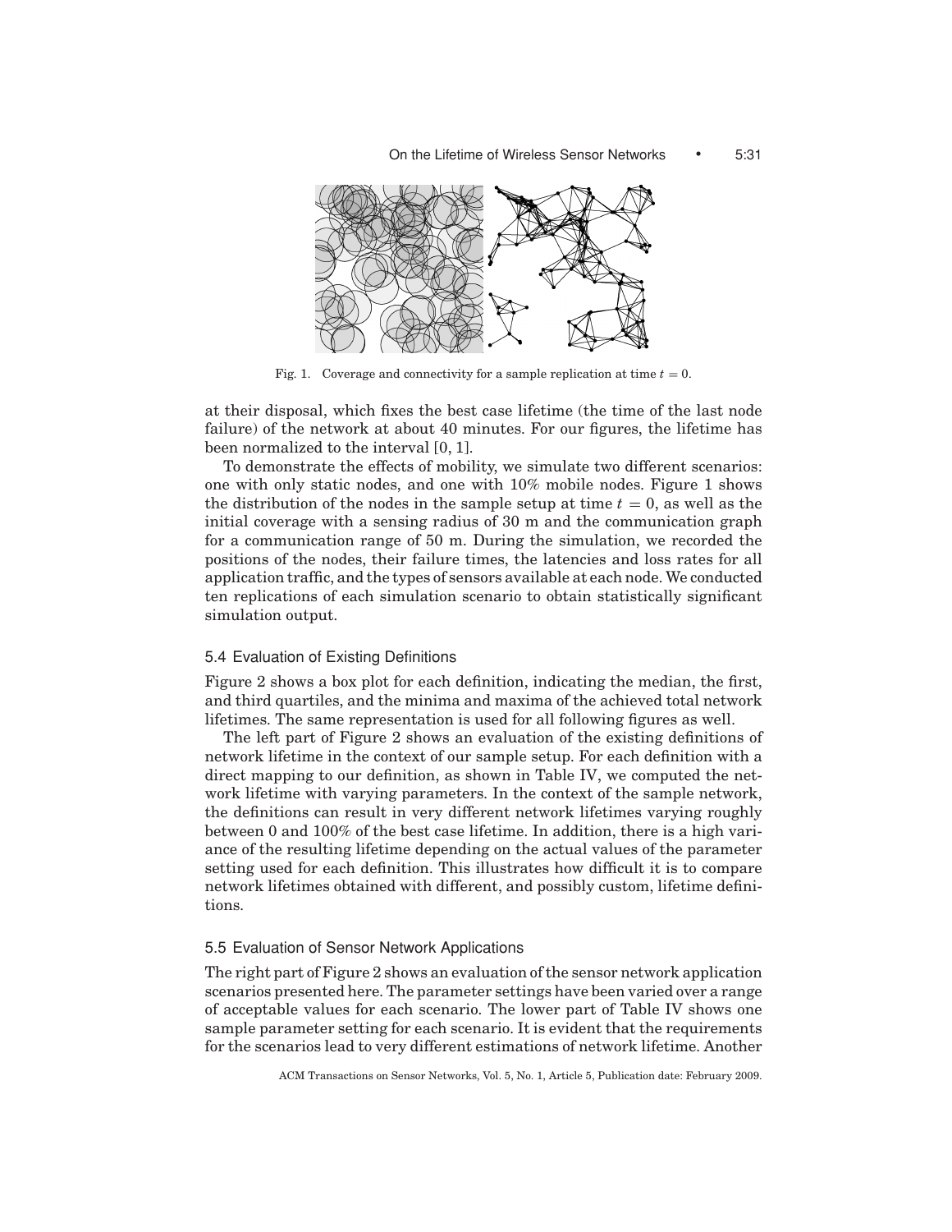Fig. 1. Coverage and connectivity for a sample replication at time $t = 0$.

at their disposal, which fixes the best case lifetime (the time of the last node failure) of the network at about 40 minutes. For our figures, the lifetime has been normalized to the interval [0, 1].

To demonstrate the effects of mobility, we simulate two different scenarios: one with only static nodes, and one with 10% mobile nodes. Figure 1 shows the distribution of the nodes in the sample setup at time $t = 0$, as well as the initial coverage with a sensing radius of 30 m and the communication graph for a communication range of 50 m. During the simulation, we recorded the positions of the nodes, their failure times, the latencies and loss rates for all application traffic, and the types of sensors available at each node. We conducted ten replications of each simulation scenario to obtain statistically significant simulation output.

### 5.4 Evaluation of Existing Definitions

Figure 2 shows a box plot for each definition, indicating the median, the first, and third quartiles, and the minima and maxima of the achieved total network lifetimes. The same representation is used for all following figures as well.

The left part of Figure 2 shows an evaluation of the existing definitions of network lifetime in the context of our sample setup. For each definition with a direct mapping to our definition, as shown in Table IV, we computed the network lifetime with varying parameters. In the context of the sample network, the definitions can result in very different network lifetimes varying roughly between 0 and 100% of the best case lifetime. In addition, there is a high variance of the resulting lifetime depending on the actual values of the parameter setting used for each definition. This illustrates how difficult it is to compare network lifetimes obtained with different, and possibly custom, lifetime definitions.

### 5.5 Evaluation of Sensor Network Applications

The right part of Figure 2 shows an evaluation of the sensor network application scenarios presented here. The parameter settings have been varied over a range of acceptable values for each scenario. The lower part of Table IV shows one sample parameter setting for each scenario. It is evident that the requirements for the scenarios lead to very different estimations of network lifetime. Another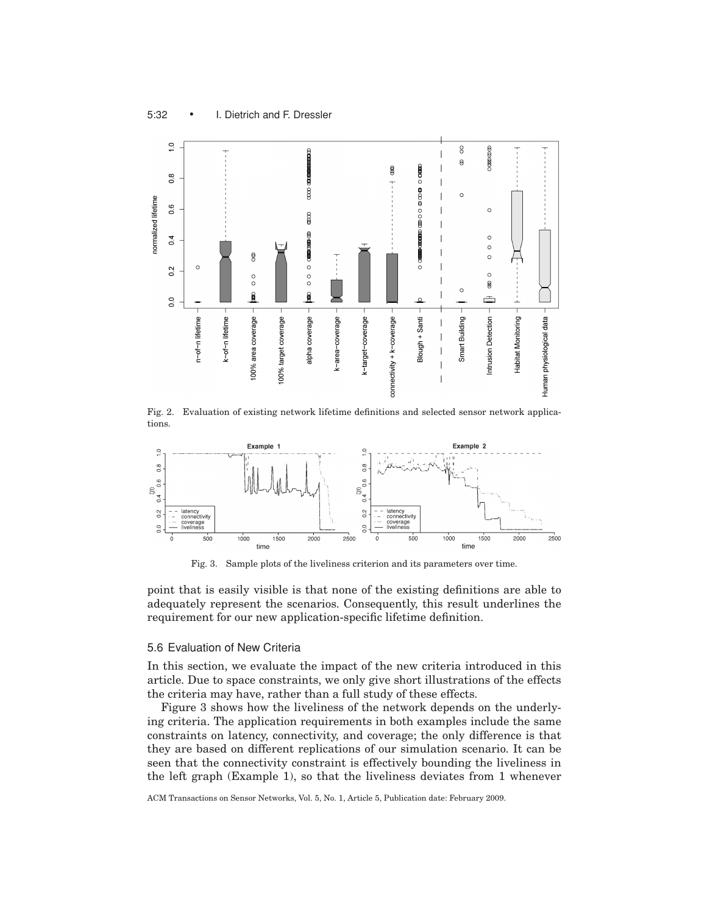Fig. 2. Evaluation of existing network lifetime definitions and selected sensor network applications.

Fig. 3. Sample plots of the liveliness criterion and its parameters over time.

point that is easily visible is that none of the existing definitions are able to adequately represent the scenarios. Consequently, this result underlines the requirement for our new application-specific lifetime definition.

### 5.6 Evaluation of New Criteria

In this section, we evaluate the impact of the new criteria introduced in this article. Due to space constraints, we only give short illustrations of the effects the criteria may have, rather than a full study of these effects.

Figure 3 shows how the liveliness of the network depends on the underlying criteria. The application requirements in both examples include the same constraints on latency, connectivity, and coverage; the only difference is that they are based on different replications of our simulation scenario. It can be seen that the connectivity constraint is effectively bounding the liveliness in the left graph (Example 1), so that the liveliness deviates from 1 whenever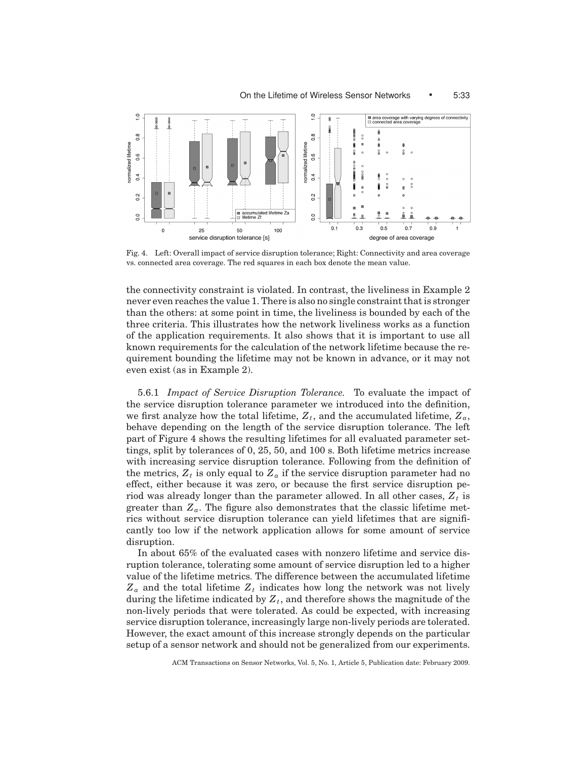Fig. 4. Left: Overall impact of service disruption tolerance; Right: Connectivity and area coverage vs. connected area coverage. The red squares in each box denote the mean value.

the connectivity constraint is violated. In contrast, the liveliness in Example 2 never even reaches the value 1. There is also no single constraint that is stronger than the others: at some point in time, the liveliness is bounded by each of the three criteria. This illustrates how the network liveliness works as a function of the application requirements. It also shows that it is important to use all known requirements for the calculation of the network lifetime because the requirement bounding the lifetime may not be known in advance, or it may not even exist (as in Example 2).

5.6.1 *Impact of Service Disruption Tolerance.* To evaluate the impact of the service disruption tolerance parameter we introduced into the definition, we first analyze how the total lifetime, $Z_t$, and the accumulated lifetime, $Z_a$, behave depending on the length of the service disruption tolerance. The left part of Figure 4 shows the resulting lifetimes for all evaluated parameter settings, split by tolerances of 0, 25, 50, and 100 s. Both lifetime metrics increase with increasing service disruption tolerance. Following from the definition of the metrics, $Z_t$ is only equal to $Z_a$ if the service disruption parameter had no effect, either because it was zero, or because the first service disruption period was already longer than the parameter allowed. In all other cases, $Z_t$ is greater than $Z_a$. The figure also demonstrates that the classic lifetime metrics without service disruption tolerance can yield lifetimes that are significantly too low if the network application allows for some amount of service disruption.

In about 65% of the evaluated cases with nonzero lifetime and service disruption tolerance, tolerating some amount of service disruption led to a higher value of the lifetime metrics. The difference between the accumulated lifetime $Z_a$ and the total lifetime $Z_t$ indicates how long the network was not lively during the lifetime indicated by $Z_t$, and therefore shows the magnitude of the non-lively periods that were tolerated. As could be expected, with increasing service disruption tolerance, increasingly large non-lively periods are tolerated. However, the exact amount of this increase strongly depends on the particular setup of a sensor network and should not be generalized from our experiments.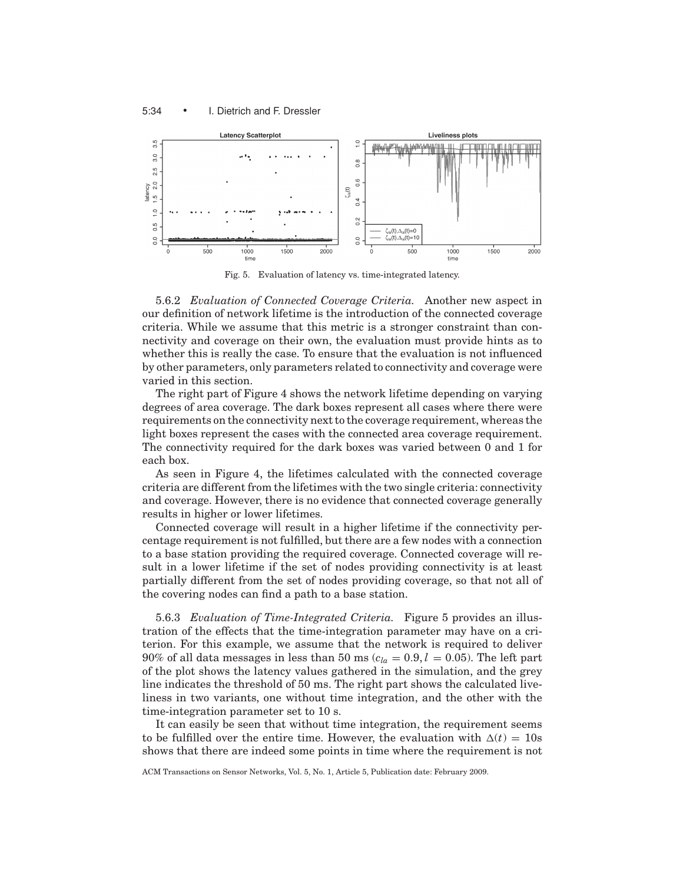Fig. 5. Evaluation of latency vs. time-integrated latency.

5.6.2 *Evaluation of Connected Coverage Criteria.* Another new aspect in our definition of network lifetime is the introduction of the connected coverage criteria. While we assume that this metric is a stronger constraint than connectivity and coverage on their own, the evaluation must provide hints as to whether this is really the case. To ensure that the evaluation is not influenced by other parameters, only parameters related to connectivity and coverage were varied in this section.

The right part of Figure 4 shows the network lifetime depending on varying degrees of area coverage. The dark boxes represent all cases where there were requirements on the connectivity next to the coverage requirement, whereas the light boxes represent the cases with the connected area coverage requirement. The connectivity required for the dark boxes was varied between 0 and 1 for each box.

As seen in Figure 4, the lifetimes calculated with the connected coverage criteria are different from the lifetimes with the two single criteria: connectivity and coverage. However, there is no evidence that connected coverage generally results in higher or lower lifetimes.

Connected coverage will result in a higher lifetime if the connectivity percentage requirement is not fulfilled, but there are a few nodes with a connection to a base station providing the required coverage. Connected coverage will result in a lower lifetime if the set of nodes providing connectivity is at least partially different from the set of nodes providing coverage, so that not all of the covering nodes can find a path to a base station.

5.6.3 *Evaluation of Time-Integrated Criteria.* Figure 5 provides an illustration of the effects that the time-integration parameter may have on a criterion. For this example, we assume that the network is required to deliver 90% of all data messages in less than 50 ms ($c_{la} = 0.9, l = 0.05$). The left part of the plot shows the latency values gathered in the simulation, and the grey line indicates the threshold of 50 ms. The right part shows the calculated liveliness in two variants, one without time integration, and the other with the time-integration parameter set to 10 s.

It can easily be seen that without time integration, the requirement seems to be fulfilled over the entire time. However, the evaluation with $\Delta(t) = 10\text{s}$ shows that there are indeed some points in time where the requirement is not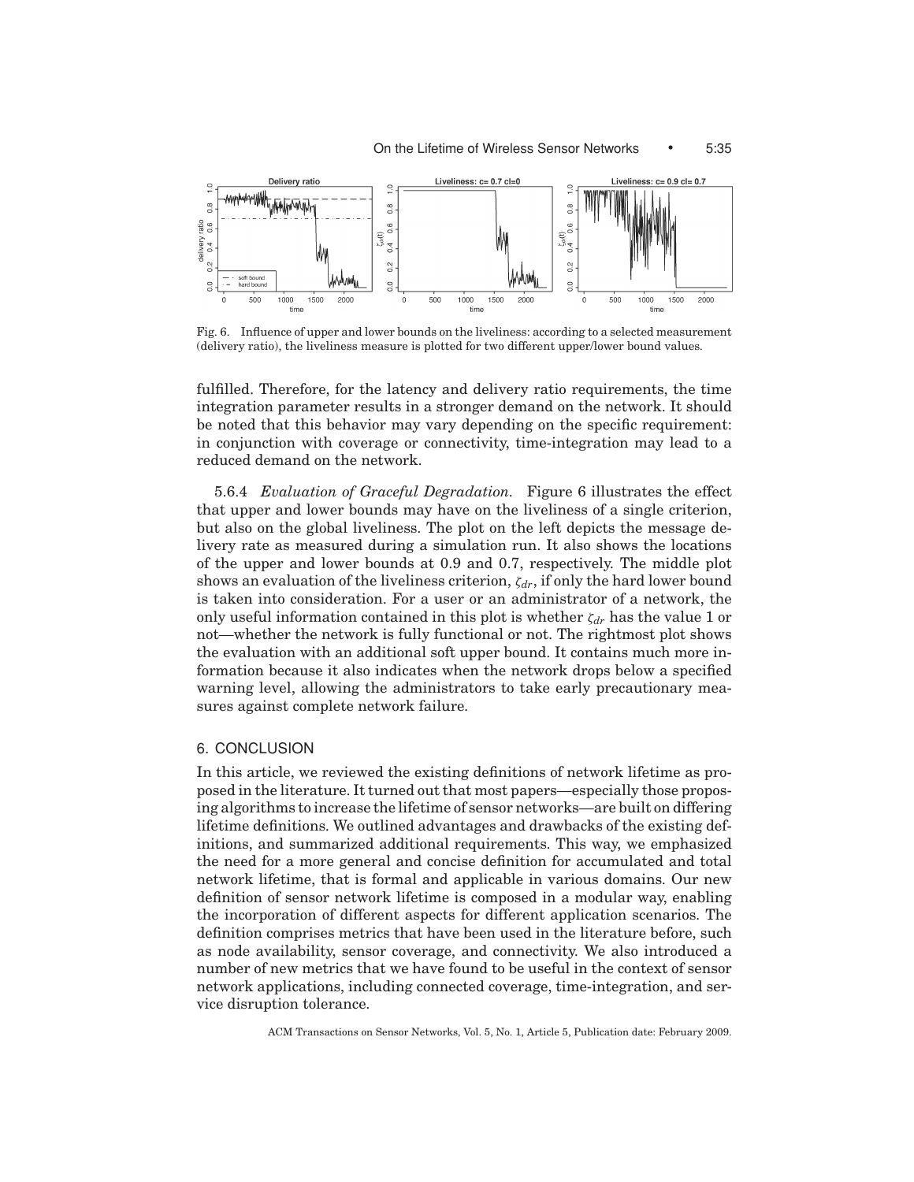Fig. 6. Influence of upper and lower bounds on the liveliness: according to a selected measurement (delivery ratio), the liveliness measure is plotted for two different upper/lower bound values.

fulfilled. Therefore, for the latency and delivery ratio requirements, the time integration parameter results in a stronger demand on the network. It should be noted that this behavior may vary depending on the specific requirement: in conjunction with coverage or connectivity, time-integration may lead to a reduced demand on the network.

5.6.4 *Evaluation of Graceful Degradation.* Figure 6 illustrates the effect that upper and lower bounds may have on the liveliness of a single criterion, but also on the global liveliness. The plot on the left depicts the message delivery rate as measured during a simulation run. It also shows the locations of the upper and lower bounds at 0.9 and 0.7, respectively. The middle plot shows an evaluation of the liveliness criterion, $\zeta_{dr}$, if only the hard lower bound is taken into consideration. For a user or an administrator of a network, the only useful information contained in this plot is whether $\zeta_{dr}$ has the value 1 or not—whether the network is fully functional or not. The rightmost plot shows the evaluation with an additional soft upper bound. It contains much more information because it also indicates when the network drops below a specified warning level, allowing the administrators to take early precautionary measures against complete network failure.

## 6. CONCLUSION

In this article, we reviewed the existing definitions of network lifetime as proposed in the literature. It turned out that most papers—especially those proposing algorithms to increase the lifetime of sensor networks—are built on differing lifetime definitions. We outlined advantages and drawbacks of the existing definitions, and summarized additional requirements. This way, we emphasized the need for a more general and concise definition for accumulated and total network lifetime, that is formal and applicable in various domains. Our new definition of sensor network lifetime is composed in a modular way, enabling the incorporation of different aspects for different application scenarios. The definition comprises metrics that have been used in the literature before, such as node availability, sensor coverage, and connectivity. We also introduced a number of new metrics that we have found to be useful in the context of sensor network applications, including connected coverage, time-integration, and service disruption tolerance.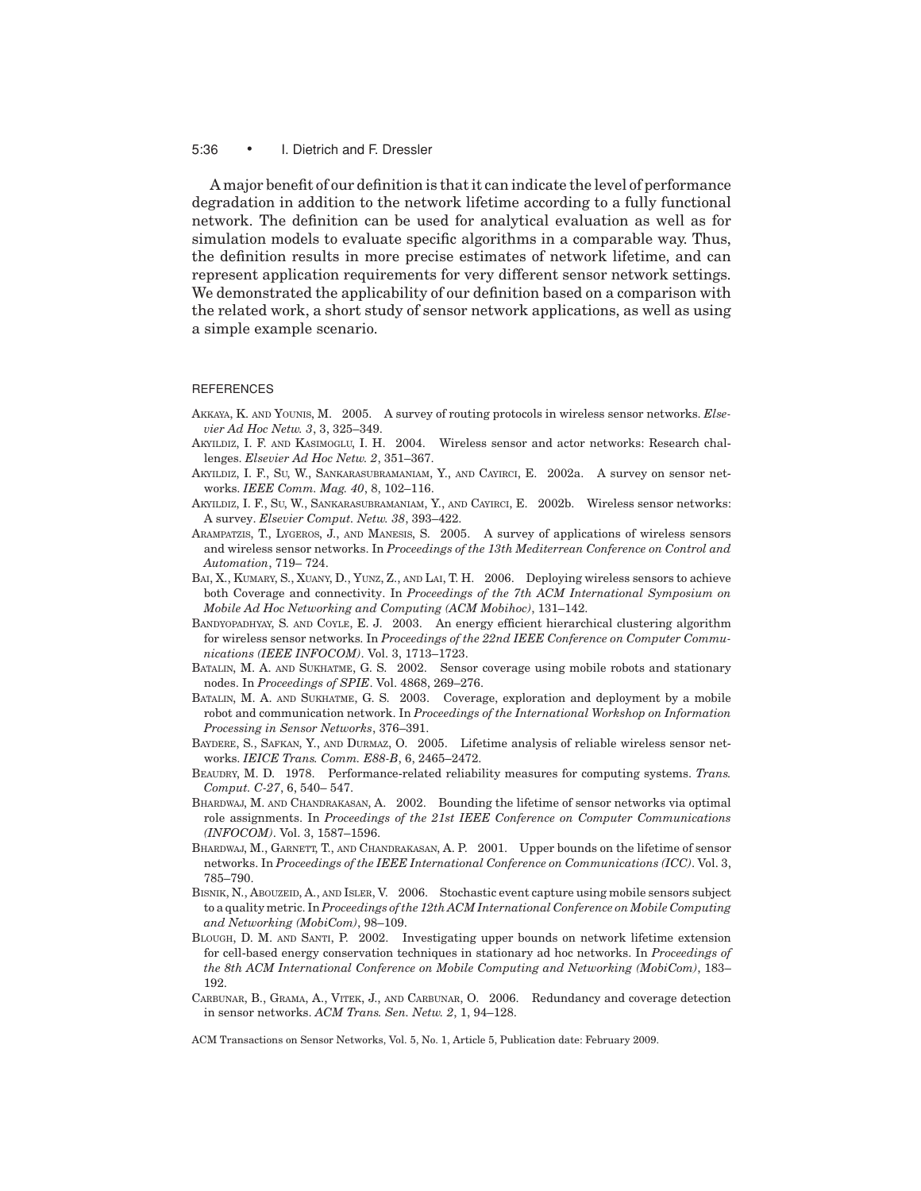A major benefit of our definition is that it can indicate the level of performance degradation in addition to the network lifetime according to a fully functional network. The definition can be used for analytical evaluation as well as for simulation models to evaluate specific algorithms in a comparable way. Thus, the definition results in more precise estimates of network lifetime, and can represent application requirements for very different sensor network settings. We demonstrated the applicability of our definition based on a comparison with the related work, a short study of sensor network applications, as well as using a simple example scenario.

## REFERENCES

Akkaya, K. and Younis, M. 2005. A survey of routing protocols in wireless sensor networks. *Elsevier Ad Hoc Netw. 3*, 3, 325–349.

Akyildiz, I. F. and Kasimoglu, I. H. 2004. Wireless sensor and actor networks: Research challenges. *Elsevier Ad Hoc Netw. 2*, 351–367.

Akyildiz, I. F., Su, W., Sankarasubramaniam, Y., and Cayirci, E. 2002a. A survey on sensor networks. *IEEE Comm. Mag. 40*, 8, 102–116.

Akyildiz, I. F., Su, W., Sankarasubramaniam, Y., and Cayirci, E. 2002b. Wireless sensor networks: A survey. *Elsevier Comput. Netw. 38*, 393–422.

Arampatzis, T., Lygeros, J., and Manesis, S. 2005. A survey of applications of wireless sensors and wireless sensor networks. In *Proceedings of the 13th Mediterrean Conference on Control and Automation*, 719– 724.

Bai, X., Kumary, S., Xuany, D., Yunz, Z., and Lai, T. H. 2006. Deploying wireless sensors to achieve both Coverage and connectivity. In *Proceedings of the 7th ACM International Symposium on Mobile Ad Hoc Networking and Computing (ACM Mobihoc)*, 131–142.

Bandyopadhyay, S. and Coyle, E. J. 2003. An energy efficient hierarchical clustering algorithm for wireless sensor networks. In *Proceedings of the 22nd IEEE Conference on Computer Communications (IEEE INFOCOM)*. Vol. 3, 1713–1723.

Batalin, M. A. and Sukhatme, G. S. 2002. Sensor coverage using mobile robots and stationary nodes. In *Proceedings of SPIE*. Vol. 4868, 269–276.

Batalin, M. A. and Sukhatme, G. S. 2003. Coverage, exploration and deployment by a mobile robot and communication network. In *Proceedings of the International Workshop on Information Processing in Sensor Networks*, 376–391.

Baydere, S., Safkan, Y., and Durmaz, O. 2005. Lifetime analysis of reliable wireless sensor networks. *IEICE Trans. Comm. E88-B*, 6, 2465–2472.

Beaudry, M. D. 1978. Performance-related reliability measures for computing systems. *Trans. Comput. C-27*, 6, 540– 547.

Bhardwaj, M. and Chandrakasan, A. 2002. Bounding the lifetime of sensor networks via optimal role assignments. In *Proceedings of the 21st IEEE Conference on Computer Communications (INFOCOM)*. Vol. 3, 1587–1596.

Bhardwaj, M., Garnett, T., and Chandrakasan, A. P. 2001. Upper bounds on the lifetime of sensor networks. In *Proceedings of the IEEE International Conference on Communications (ICC)*. Vol. 3, 785–790.

Bisnik, N., Abouzeid, A., and Isler, V. 2006. Stochastic event capture using mobile sensors subject to a quality metric. In *Proceedings of the 12th ACM International Conference on Mobile Computing and Networking (MobiCom)*, 98–109.

Blough, D. M. and Santi, P. 2002. Investigating upper bounds on network lifetime extension for cell-based energy conservation techniques in stationary ad hoc networks. In *Proceedings of the 8th ACM International Conference on Mobile Computing and Networking (MobiCom)*, 183–192.

Carbunar, B., Grama, A., Vitek, J., and Carbunar, O. 2006. Redundancy and coverage detection in sensor networks. *ACM Trans. Sen. Netw. 2*, 1, 94–128.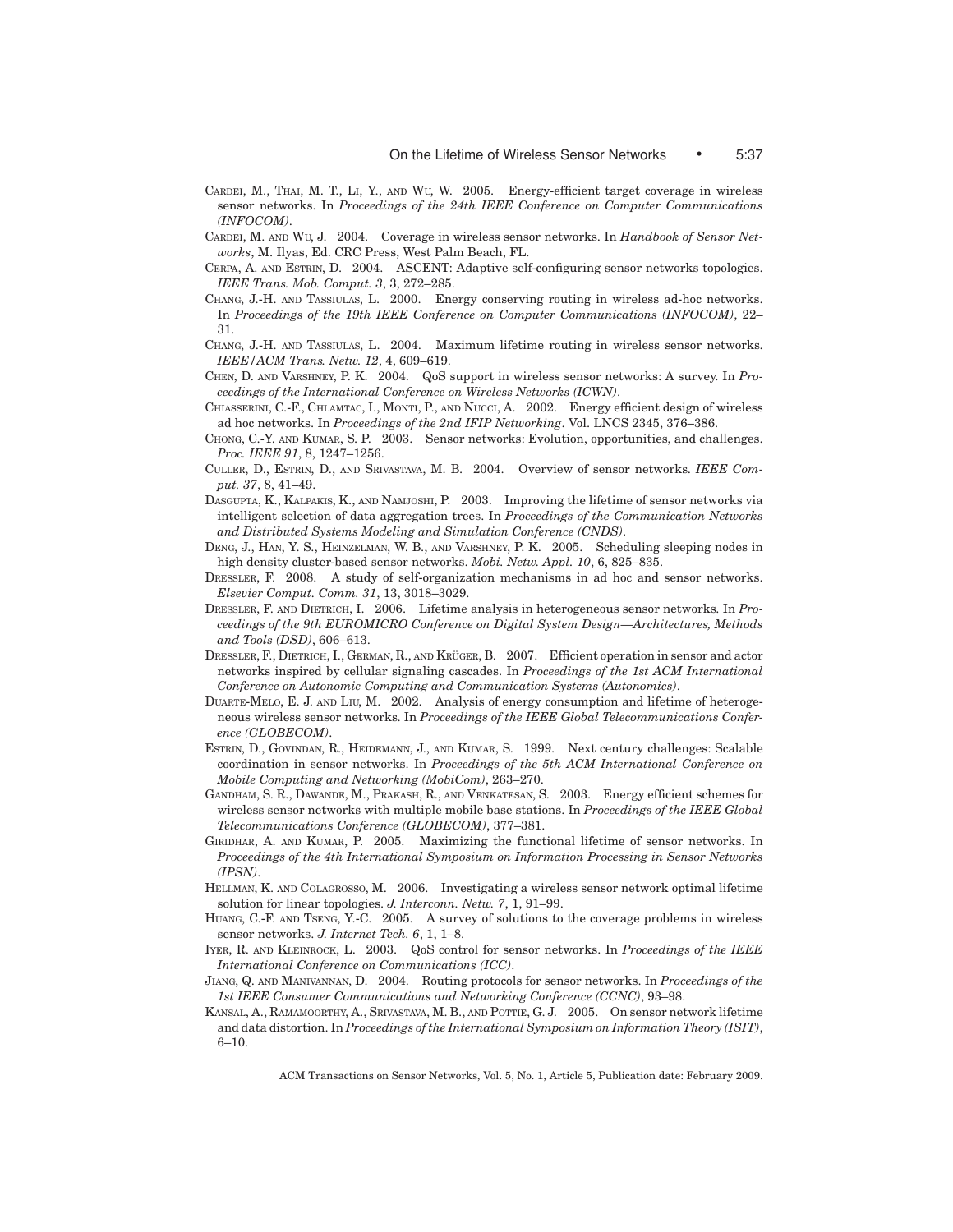CARDEI, M., THAI, M. T., LI, Y., AND WU, W. 2005. Energy-efficient target coverage in wireless sensor networks. In *Proceedings of the 24th IEEE Conference on Computer Communications (INFOCOM)*.

CARDEI, M. AND WU, J. 2004. Coverage in wireless sensor networks. In *Handbook of Sensor Networks*, M. Ilyas, Ed. CRC Press, West Palm Beach, FL.

CERPA, A. AND ESTRIN, D. 2004. ASCENT: Adaptive self-configuring sensor networks topologies. *IEEE Trans. Mob. Comput. 3*, 3, 272–285.

CHANG, J.-H. AND TASSIULAS, L. 2000. Energy conserving routing in wireless ad-hoc networks. In *Proceedings of the 19th IEEE Conference on Computer Communications (INFOCOM)*, 22–31.

CHANG, J.-H. AND TASSIULAS, L. 2004. Maximum lifetime routing in wireless sensor networks. *IEEE/ACM Trans. Netw. 12*, 4, 609–619.

CHEN, D. AND VARSHNEY, P. K. 2004. QoS support in wireless sensor networks: A survey. In *Proceedings of the International Conference on Wireless Networks (ICWN)*.

CHIASSERINI, C.-F., CHLAMTAC, I., MONTI, P., AND NUCCI, A. 2002. Energy efficient design of wireless ad hoc networks. In *Proceedings of the 2nd IFIP Networking*. Vol. LNCS 2345, 376–386.

CHONG, C.-Y. AND KUMAR, S. P. 2003. Sensor networks: Evolution, opportunities, and challenges. *Proc. IEEE 91*, 8, 1247–1256.

CULLER, D., ESTRIN, D., AND SRIVASTAVA, M. B. 2004. Overview of sensor networks. *IEEE Comput. 37*, 8, 41–49.

DASGUPTA, K., KALPAKIS, K., AND NAMJOSHI, P. 2003. Improving the lifetime of sensor networks via intelligent selection of data aggregation trees. In *Proceedings of the Communication Networks and Distributed Systems Modeling and Simulation Conference (CNDS)*.

DENG, J., HAN, Y. S., HEINZELMAN, W. B., AND VARSHNEY, P. K. 2005. Scheduling sleeping nodes in high density cluster-based sensor networks. *Mobi. Netw. Appl. 10*, 6, 825–835.

DRESSLER, F. 2008. A study of self-organization mechanisms in ad hoc and sensor networks. *Elsevier Comput. Comm. 31*, 13, 3018–3029.

DRESSLER, F. AND DIETRICH, I. 2006. Lifetime analysis in heterogeneous sensor networks. In *Proceedings of the 9th EUROMICRO Conference on Digital System Design—Architectures, Methods and Tools (DSD)*, 606–613.

DRESSLER, F., DIETRICH, I., GERMAN, R., AND KRÜGER, B. 2007. Efficient operation in sensor and actor networks inspired by cellular signaling cascades. In *Proceedings of the 1st ACM International Conference on Autonomic Computing and Communication Systems (Autonomics)*.

DUARTE-MELO, E. J. AND LIU, M. 2002. Analysis of energy consumption and lifetime of heterogeneous wireless sensor networks. In *Proceedings of the IEEE Global Telecommunications Conference (GLOBECOM)*.

ESTRIN, D., GOVINDAN, R., HEIDEMANN, J., AND KUMAR, S. 1999. Next century challenges: Scalable coordination in sensor networks. In *Proceedings of the 5th ACM International Conference on Mobile Computing and Networking (MobiCom)*, 263–270.

GANDHAM, S. R., DAWANDE, M., PRAKASH, R., AND VENKATESAN, S. 2003. Energy efficient schemes for wireless sensor networks with multiple mobile base stations. In *Proceedings of the IEEE Global Telecommunications Conference (GLOBECOM)*, 377–381.

GIRIDHAR, A. AND KUMAR, P. 2005. Maximizing the functional lifetime of sensor networks. In *Proceedings of the 4th International Symposium on Information Processing in Sensor Networks (IPSN)*.

HELLMAN, K. AND COLAGROSSO, M. 2006. Investigating a wireless sensor network optimal lifetime solution for linear topologies. *J. Interconn. Netw. 7*, 1, 91–99.

HUANG, C.-F. AND TSENG, Y.-C. 2005. A survey of solutions to the coverage problems in wireless sensor networks. *J. Internet Tech. 6*, 1, 1–8.

IYER, R. AND KLEINROCK, L. 2003. QoS control for sensor networks. In *Proceedings of the IEEE International Conference on Communications (ICC)*.

JIANG, Q. AND MANIVANNAN, D. 2004. Routing protocols for sensor networks. In *Proceedings of the 1st IEEE Consumer Communications and Networking Conference (CCNC)*, 93–98.

KANSAL, A., RAMAMOORTHY, A., SRIVASTAVA, M. B., AND POTTIE, G. J. 2005. On sensor network lifetime and data distortion. In *Proceedings of the International Symposium on Information Theory (ISIT)*, 6–10.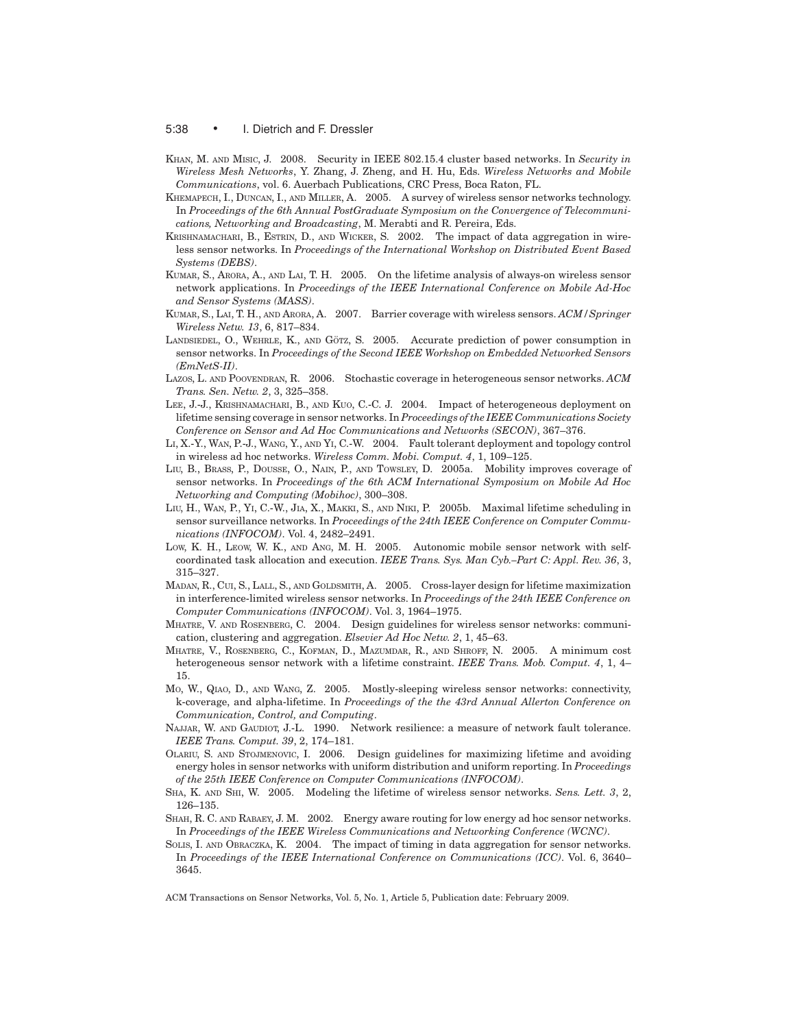Khan, M. and Misic, J. 2008. Security in IEEE 802.15.4 cluster based networks. In *Security in Wireless Mesh Networks*, Y. Zhang, J. Zheng, and H. Hu, Eds. *Wireless Networks and Mobile Communications*, vol. 6. Auerbach Publications, CRC Press, Boca Raton, FL.

Khemapech, I., Duncan, I., and Miller, A. 2005. A survey of wireless sensor networks technology. In *Proceedings of the 6th Annual PostGraduate Symposium on the Convergence of Telecommunications, Networking and Broadcasting*, M. Merabti and R. Pereira, Eds.

Krishnamachari, B., Estrin, D., and Wicker, S. 2002. The impact of data aggregation in wireless sensor networks. In *Proceedings of the International Workshop on Distributed Event Based Systems (DEBS)*.

Kumar, S., Arora, A., and Lai, T. H. 2005. On the lifetime analysis of always-on wireless sensor network applications. In *Proceedings of the IEEE International Conference on Mobile Ad-Hoc and Sensor Systems (MASS)*.

Kumar, S., Lai, T. H., and Arora, A. 2007. Barrier coverage with wireless sensors. *ACM/Springer Wireless Netw. 13*, 6, 817–834.

Landsiedel, O., Wehrle, K., and Götz, S. 2005. Accurate prediction of power consumption in sensor networks. In *Proceedings of the Second IEEE Workshop on Embedded Networked Sensors (EmNetS-II)*.

Lazos, L. and Poovendran, R. 2006. Stochastic coverage in heterogeneous sensor networks. *ACM Trans. Sen. Netw. 2*, 3, 325–358.

Lee, J.-J., Krishnamachari, B., and Kuo, C.-C. J. 2004. Impact of heterogeneous deployment on lifetime sensing coverage in sensor networks. In *Proceedings of the IEEE Communications Society Conference on Sensor and Ad Hoc Communications and Networks (SECON)*, 367–376.

Li, X.-Y., Wan, P.-J., Wang, Y., and Yi, C.-W. 2004. Fault tolerant deployment and topology control in wireless ad hoc networks. *Wireless Comm. Mobi. Comput. 4*, 1, 109–125.

Liu, B., Brass, P., Dousse, O., Nain, P., and Towsley, D. 2005a. Mobility improves coverage of sensor networks. In *Proceedings of the 6th ACM International Symposium on Mobile Ad Hoc Networking and Computing (Mobihoc)*, 300–308.

Liu, H., Wan, P., Yi, C.-W., Jia, X., Makki, S., and Niki, P. 2005b. Maximal lifetime scheduling in sensor surveillance networks. In *Proceedings of the 24th IEEE Conference on Computer Communications (INFOCOM)*. Vol. 4, 2482–2491.

Low, K. H., Leow, W. K., and Ang, M. H. 2005. Autonomic mobile sensor network with self-coordinated task allocation and execution. *IEEE Trans. Sys. Man Cyb.–Part C: Appl. Rev. 36*, 3, 315–327.

Madan, R., Cui, S., Lall, S., and Goldsmith, A. 2005. Cross-layer design for lifetime maximization in interference-limited wireless sensor networks. In *Proceedings of the 24th IEEE Conference on Computer Communications (INFOCOM)*. Vol. 3, 1964–1975.

Mhatre, V. and Rosenberg, C. 2004. Design guidelines for wireless sensor networks: communication, clustering and aggregation. *Elsevier Ad Hoc Netw. 2*, 1, 45–63.

Mhatre, V., Rosenberg, C., Kofman, D., Mazumdar, R., and Shroff, N. 2005. A minimum cost heterogeneous sensor network with a lifetime constraint. *IEEE Trans. Mob. Comput. 4*, 1, 4–15.

Mo, W., Qiao, D., and Wang, Z. 2005. Mostly-sleeping wireless sensor networks: connectivity, k-coverage, and alpha-lifetime. In *Proceedings of the the 43rd Annual Allerton Conference on Communication, Control, and Computing*.

Najjar, W. and Gaudiot, J.-L. 1990. Network resilience: a measure of network fault tolerance. *IEEE Trans. Comput. 39*, 2, 174–181.

Olariu, S. and Stojmenovic, I. 2006. Design guidelines for maximizing lifetime and avoiding energy holes in sensor networks with uniform distribution and uniform reporting. In *Proceedings of the 25th IEEE Conference on Computer Communications (INFOCOM)*.

Sha, K. and Shi, W. 2005. Modeling the lifetime of wireless sensor networks. *Sens. Lett. 3*, 2, 126–135.

Shah, R. C. and Rabaey, J. M. 2002. Energy aware routing for low energy ad hoc sensor networks. In *Proceedings of the IEEE Wireless Communications and Networking Conference (WCNC)*.

Solis, I. and Obraczka, K. 2004. The impact of timing in data aggregation for sensor networks. In *Proceedings of the IEEE International Conference on Communications (ICC)*. Vol. 6, 3640–3645.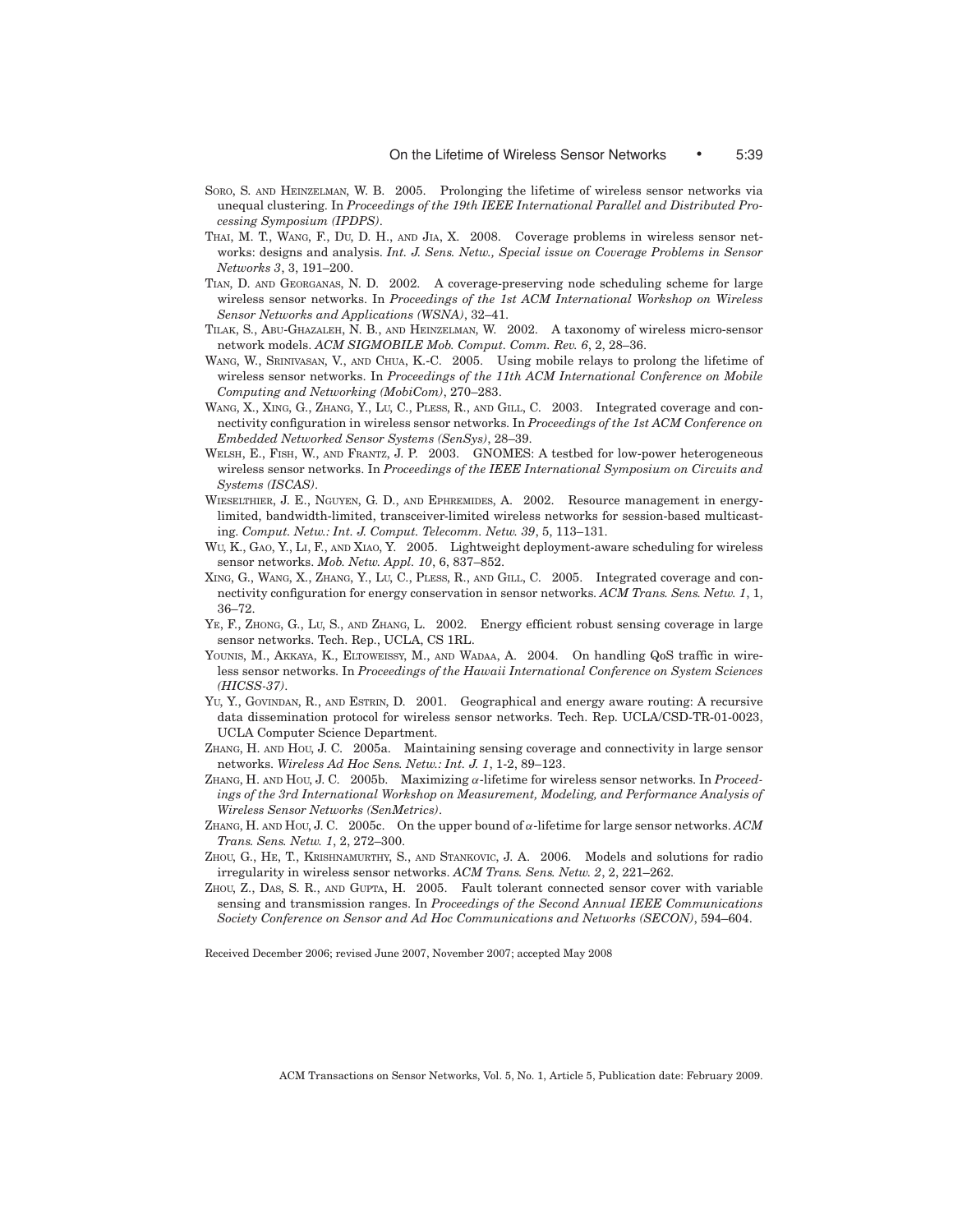SORO, S. AND HEINZELMAN, W. B. 2005. Prolonging the lifetime of wireless sensor networks via unequal clustering. In *Proceedings of the 19th IEEE International Parallel and Distributed Processing Symposium (IPDPS)*.

THAI, M. T., WANG, F., DU, D. H., AND JIA, X. 2008. Coverage problems in wireless sensor networks: designs and analysis. *Int. J. Sens. Netw., Special issue on Coverage Problems in Sensor Networks 3*, 3, 191–200.

TIAN, D. AND GEORGANAS, N. D. 2002. A coverage-preserving node scheduling scheme for large wireless sensor networks. In *Proceedings of the 1st ACM International Workshop on Wireless Sensor Networks and Applications (WSNA)*, 32–41.

TILAK, S., ABU-GHAZALEH, N. B., AND HEINZELMAN, W. 2002. A taxonomy of wireless micro-sensor network models. *ACM SIGMOBILE Mob. Comput. Comm. Rev. 6*, 2, 28–36.

WANG, W., SRINIVASAN, V., AND CHUA, K.-C. 2005. Using mobile relays to prolong the lifetime of wireless sensor networks. In *Proceedings of the 11th ACM International Conference on Mobile Computing and Networking (MobiCom)*, 270–283.

WANG, X., XING, G., ZHANG, Y., LU, C., PLESS, R., AND GILL, C. 2003. Integrated coverage and connectivity configuration in wireless sensor networks. In *Proceedings of the 1st ACM Conference on Embedded Networked Sensor Systems (SenSys)*, 28–39.

WELSH, E., FISH, W., AND FRANTZ, J. P. 2003. GNOMES: A testbed for low-power heterogeneous wireless sensor networks. In *Proceedings of the IEEE International Symposium on Circuits and Systems (ISCAS)*.

WIESELTHIER, J. E., NGUYEN, G. D., AND EPHREMIDES, A. 2002. Resource management in energy-limited, bandwidth-limited, transceiver-limited wireless networks for session-based multicasting. *Comput. Netw.: Int. J. Comput. Telecomm. Netw. 39*, 5, 113–131.

WU, K., GAO, Y., LI, F., AND XIAO, Y. 2005. Lightweight deployment-aware scheduling for wireless sensor networks. *Mob. Netw. Appl. 10*, 6, 837–852.

XING, G., WANG, X., ZHANG, Y., LU, C., PLESS, R., AND GILL, C. 2005. Integrated coverage and connectivity configuration for energy conservation in sensor networks. *ACM Trans. Sens. Netw. 1*, 1, 36–72.

YE, F., ZHONG, G., LU, S., AND ZHANG, L. 2002. Energy efficient robust sensing coverage in large sensor networks. Tech. Rep., UCLA, CS 1RL.

YOUNIS, M., AKKAYA, K., ELTOWEISSY, M., AND WADAA, A. 2004. On handling QoS traffic in wireless sensor networks. In *Proceedings of the Hawaii International Conference on System Sciences (HICSS-37)*.

YU, Y., GOVINDAN, R., AND ESTRIN, D. 2001. Geographical and energy aware routing: A recursive data dissemination protocol for wireless sensor networks. Tech. Rep. UCLA/CSD-TR-01-0023, UCLA Computer Science Department.

ZHANG, H. AND HOU, J. C. 2005a. Maintaining sensing coverage and connectivity in large sensor networks. *Wireless Ad Hoc Sens. Netw.: Int. J. 1*, 1-2, 89–123.

ZHANG, H. AND HOU, J. C. 2005b. Maximizing $\alpha$-lifetime for wireless sensor networks. In *Proceedings of the 3rd International Workshop on Measurement, Modeling, and Performance Analysis of Wireless Sensor Networks (SenMetrics)*.

ZHANG, H. AND HOU, J. C. 2005c. On the upper bound of $\alpha$-lifetime for large sensor networks. *ACM Trans. Sens. Netw. 1*, 2, 272–300.

ZHOU, G., HE, T., KRISHNAMURTHY, S., AND STANKOVIC, J. A. 2006. Models and solutions for radio irregularity in wireless sensor networks. *ACM Trans. Sens. Netw. 2*, 2, 221–262.

ZHOU, Z., DAS, S. R., AND GUPTA, H. 2005. Fault tolerant connected sensor cover with variable sensing and transmission ranges. In *Proceedings of the Second Annual IEEE Communications Society Conference on Sensor and Ad Hoc Communications and Networks (SECON)*, 594–604.

Received December 2006; revised June 2007, November 2007; accepted May 2008